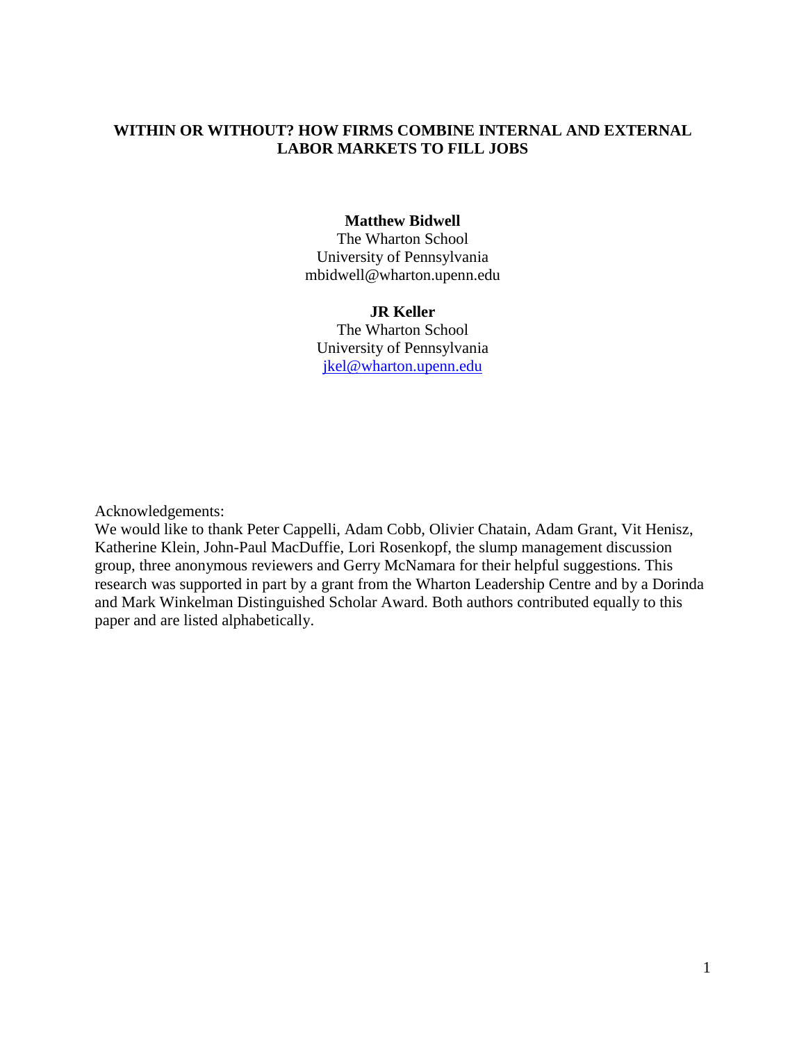# WITHIN OR WITHOUT? HOW FIRMS COMBINE INTERNAL AND EXTERNAL LABOR MARKETS TO FILL JOBS

**Matthew Bidwell**
The Wharton School
University of Pennsylvania
mbidwell@wharton.upenn.edu

**JR Keller**
The Wharton School
University of Pennsylvania
jkel@wharton.upenn.edu

Acknowledgements:
We would like to thank Peter Cappelli, Adam Cobb, Olivier Chatain, Adam Grant, Vit Henisz, Katherine Klein, John-Paul MacDuffie, Lori Rosenkopf, the slump management discussion group, three anonymous reviewers and Gerry McNamara for their helpful suggestions. This research was supported in part by a grant from the Wharton Leadership Centre and by a Dorinda and Mark Winkelman Distinguished Scholar Award. Both authors contributed equally to this paper and are listed alphabetically.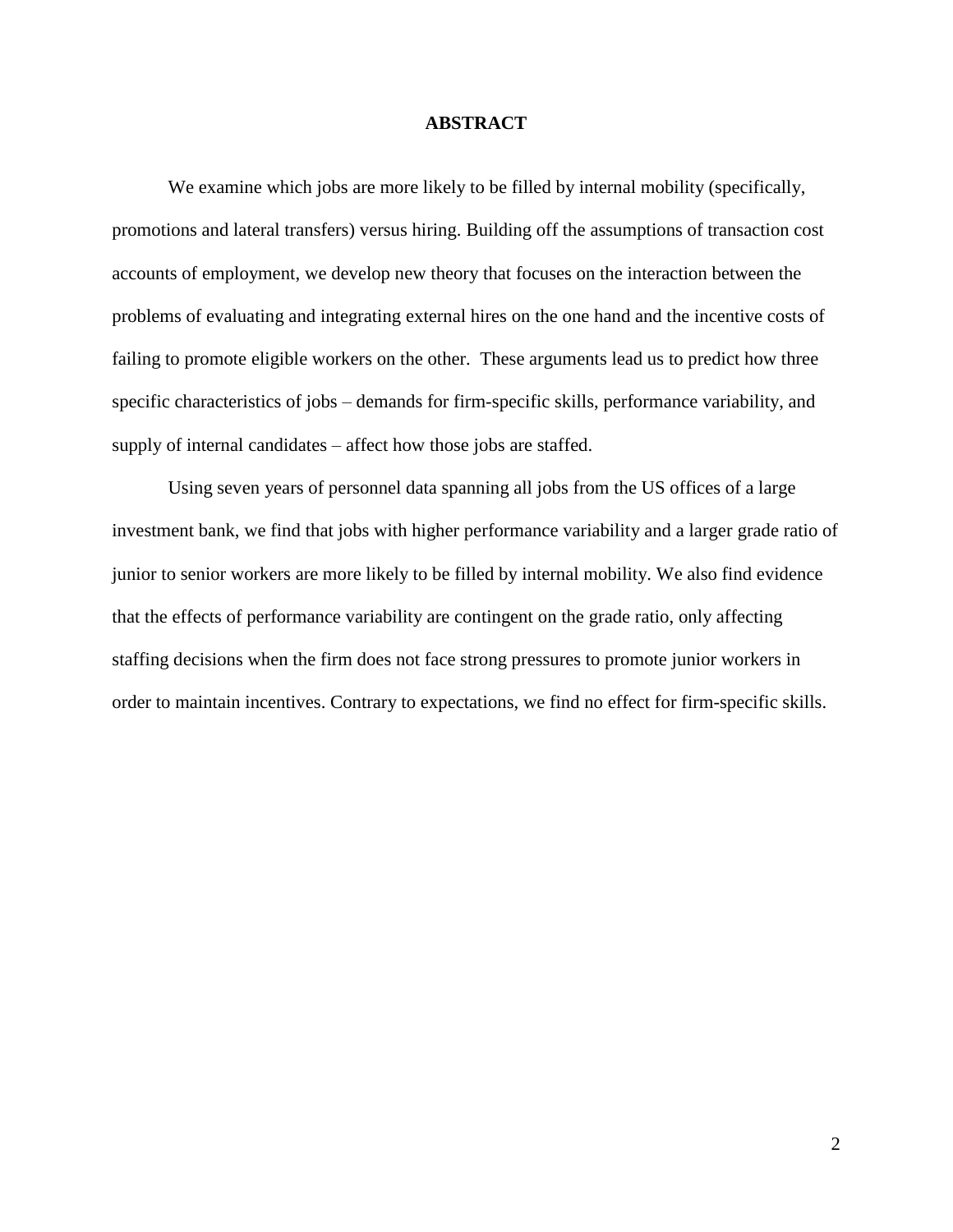## ABSTRACT

We examine which jobs are more likely to be filled by internal mobility (specifically, promotions and lateral transfers) versus hiring. Building off the assumptions of transaction cost accounts of employment, we develop new theory that focuses on the interaction between the problems of evaluating and integrating external hires on the one hand and the incentive costs of failing to promote eligible workers on the other. These arguments lead us to predict how three specific characteristics of jobs – demands for firm-specific skills, performance variability, and supply of internal candidates – affect how those jobs are staffed.

Using seven years of personnel data spanning all jobs from the US offices of a large investment bank, we find that jobs with higher performance variability and a larger grade ratio of junior to senior workers are more likely to be filled by internal mobility. We also find evidence that the effects of performance variability are contingent on the grade ratio, only affecting staffing decisions when the firm does not face strong pressures to promote junior workers in order to maintain incentives. Contrary to expectations, we find no effect for firm-specific skills.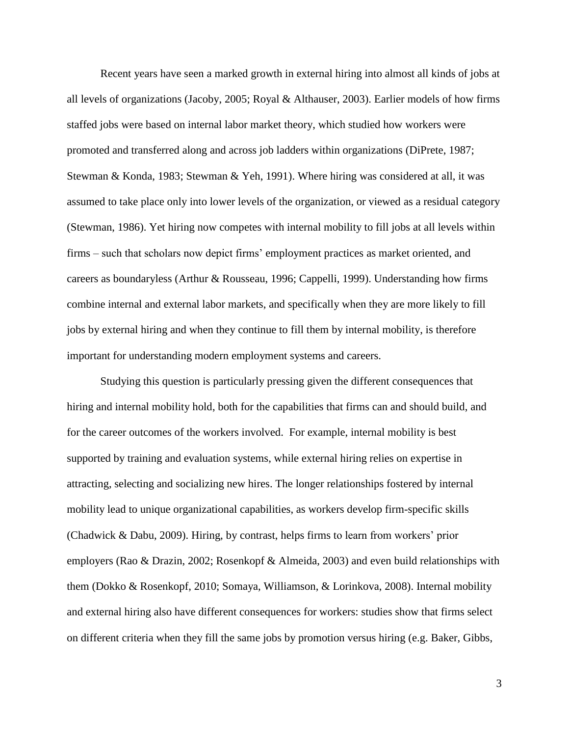Recent years have seen a marked growth in external hiring into almost all kinds of jobs at all levels of organizations (Jacoby, 2005; Royal & Althauser, 2003). Earlier models of how firms staffed jobs were based on internal labor market theory, which studied how workers were promoted and transferred along and across job ladders within organizations (DiPrete, 1987; Stewman & Konda, 1983; Stewman & Yeh, 1991). Where hiring was considered at all, it was assumed to take place only into lower levels of the organization, or viewed as a residual category (Stewman, 1986). Yet hiring now competes with internal mobility to fill jobs at all levels within firms – such that scholars now depict firms' employment practices as market oriented, and careers as boundaryless (Arthur & Rousseau, 1996; Cappelli, 1999). Understanding how firms combine internal and external labor markets, and specifically when they are more likely to fill jobs by external hiring and when they continue to fill them by internal mobility, is therefore important for understanding modern employment systems and careers.

Studying this question is particularly pressing given the different consequences that hiring and internal mobility hold, both for the capabilities that firms can and should build, and for the career outcomes of the workers involved. For example, internal mobility is best supported by training and evaluation systems, while external hiring relies on expertise in attracting, selecting and socializing new hires. The longer relationships fostered by internal mobility lead to unique organizational capabilities, as workers develop firm-specific skills (Chadwick & Dabu, 2009). Hiring, by contrast, helps firms to learn from workers' prior employers (Rao & Drazin, 2002; Rosenkopf & Almeida, 2003) and even build relationships with them (Dokko & Rosenkopf, 2010; Somaya, Williamson, & Lorinkova, 2008). Internal mobility and external hiring also have different consequences for workers: studies show that firms select on different criteria when they fill the same jobs by promotion versus hiring (e.g. Baker, Gibbs,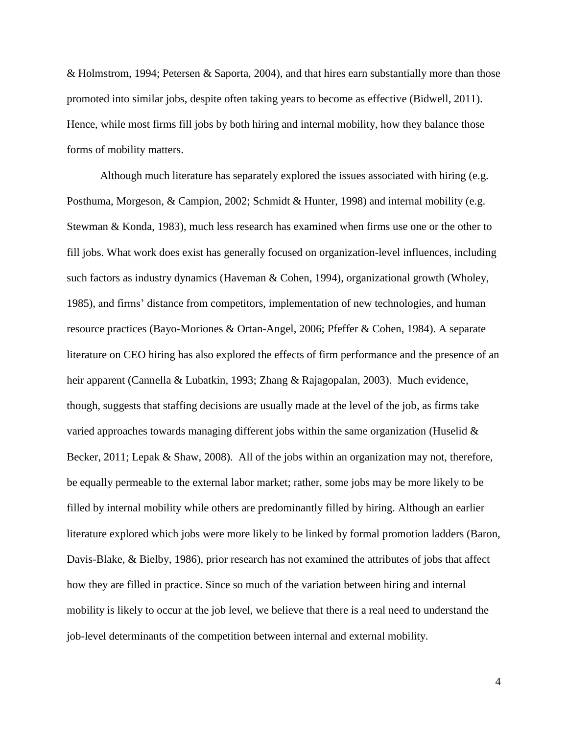& Holmstrom, 1994; Petersen & Saporta, 2004), and that hires earn substantially more than those promoted into similar jobs, despite often taking years to become as effective (Bidwell, 2011). Hence, while most firms fill jobs by both hiring and internal mobility, how they balance those forms of mobility matters.

Although much literature has separately explored the issues associated with hiring (e.g. Posthuma, Morgeson, & Campion, 2002; Schmidt & Hunter, 1998) and internal mobility (e.g. Stewman & Konda, 1983), much less research has examined when firms use one or the other to fill jobs. What work does exist has generally focused on organization-level influences, including such factors as industry dynamics (Haveman & Cohen, 1994), organizational growth (Wholey, 1985), and firms' distance from competitors, implementation of new technologies, and human resource practices (Bayo-Moriones & Ortan-Angel, 2006; Pfeffer & Cohen, 1984). A separate literature on CEO hiring has also explored the effects of firm performance and the presence of an heir apparent (Cannella & Lubatkin, 1993; Zhang & Rajagopalan, 2003). Much evidence, though, suggests that staffing decisions are usually made at the level of the job, as firms take varied approaches towards managing different jobs within the same organization (Huselid & Becker, 2011; Lepak & Shaw, 2008). All of the jobs within an organization may not, therefore, be equally permeable to the external labor market; rather, some jobs may be more likely to be filled by internal mobility while others are predominantly filled by hiring. Although an earlier literature explored which jobs were more likely to be linked by formal promotion ladders (Baron, Davis-Blake, & Bielby, 1986), prior research has not examined the attributes of jobs that affect how they are filled in practice. Since so much of the variation between hiring and internal mobility is likely to occur at the job level, we believe that there is a real need to understand the job-level determinants of the competition between internal and external mobility.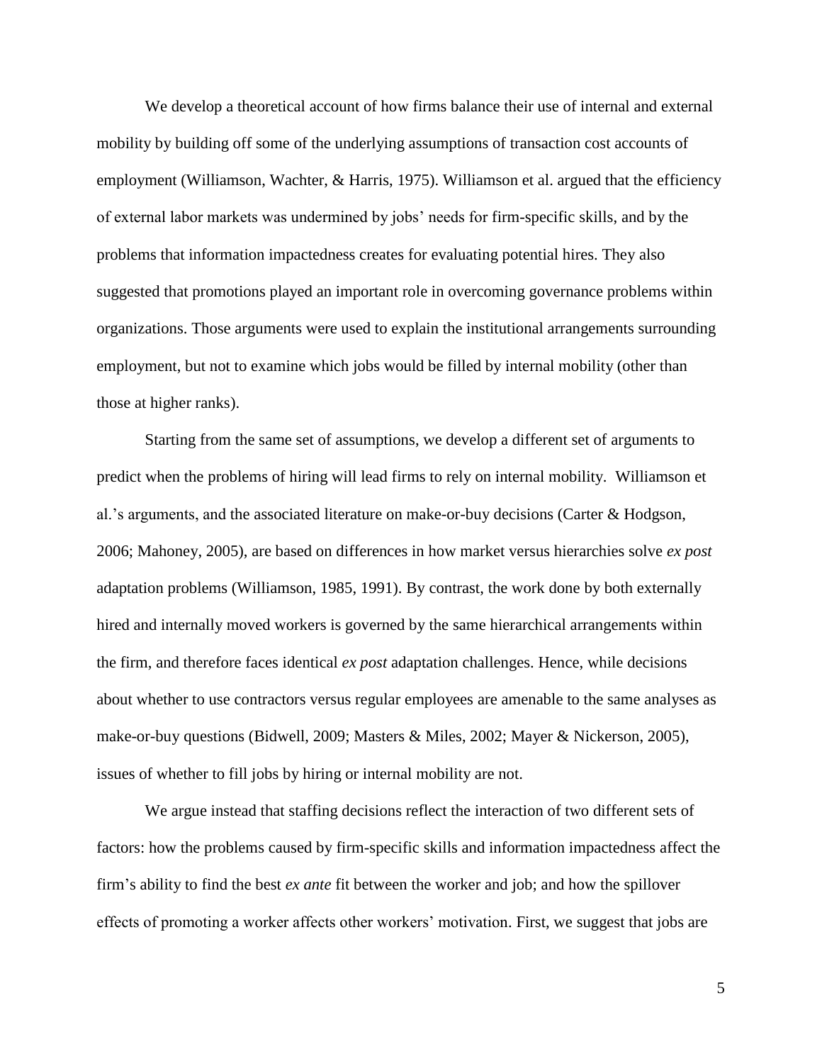We develop a theoretical account of how firms balance their use of internal and external mobility by building off some of the underlying assumptions of transaction cost accounts of employment (Williamson, Wachter, & Harris, 1975). Williamson et al. argued that the efficiency of external labor markets was undermined by jobs' needs for firm-specific skills, and by the problems that information impactedness creates for evaluating potential hires. They also suggested that promotions played an important role in overcoming governance problems within organizations. Those arguments were used to explain the institutional arrangements surrounding employment, but not to examine which jobs would be filled by internal mobility (other than those at higher ranks).

Starting from the same set of assumptions, we develop a different set of arguments to predict when the problems of hiring will lead firms to rely on internal mobility. Williamson et al.'s arguments, and the associated literature on make-or-buy decisions (Carter & Hodgson, 2006; Mahoney, 2005), are based on differences in how market versus hierarchies solve *ex post* adaptation problems (Williamson, 1985, 1991). By contrast, the work done by both externally hired and internally moved workers is governed by the same hierarchical arrangements within the firm, and therefore faces identical *ex post* adaptation challenges. Hence, while decisions about whether to use contractors versus regular employees are amenable to the same analyses as make-or-buy questions (Bidwell, 2009; Masters & Miles, 2002; Mayer & Nickerson, 2005), issues of whether to fill jobs by hiring or internal mobility are not.

We argue instead that staffing decisions reflect the interaction of two different sets of factors: how the problems caused by firm-specific skills and information impactedness affect the firm's ability to find the best *ex ante* fit between the worker and job; and how the spillover effects of promoting a worker affects other workers' motivation. First, we suggest that jobs are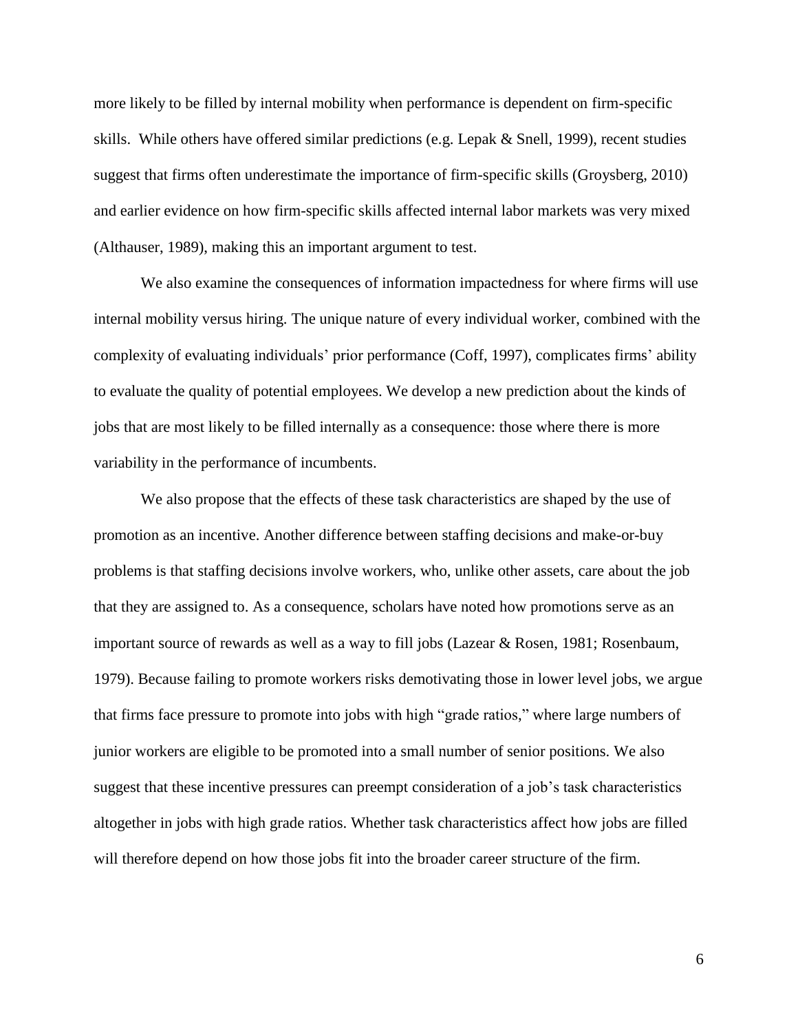more likely to be filled by internal mobility when performance is dependent on firm-specific skills. While others have offered similar predictions (e.g. Lepak & Snell, 1999), recent studies suggest that firms often underestimate the importance of firm-specific skills (Groysberg, 2010) and earlier evidence on how firm-specific skills affected internal labor markets was very mixed (Althauser, 1989), making this an important argument to test.

We also examine the consequences of information impactedness for where firms will use internal mobility versus hiring. The unique nature of every individual worker, combined with the complexity of evaluating individuals' prior performance (Coff, 1997), complicates firms' ability to evaluate the quality of potential employees. We develop a new prediction about the kinds of jobs that are most likely to be filled internally as a consequence: those where there is more variability in the performance of incumbents.

We also propose that the effects of these task characteristics are shaped by the use of promotion as an incentive. Another difference between staffing decisions and make-or-buy problems is that staffing decisions involve workers, who, unlike other assets, care about the job that they are assigned to. As a consequence, scholars have noted how promotions serve as an important source of rewards as well as a way to fill jobs (Lazear & Rosen, 1981; Rosenbaum, 1979). Because failing to promote workers risks demotivating those in lower level jobs, we argue that firms face pressure to promote into jobs with high "grade ratios," where large numbers of junior workers are eligible to be promoted into a small number of senior positions. We also suggest that these incentive pressures can preempt consideration of a job's task characteristics altogether in jobs with high grade ratios. Whether task characteristics affect how jobs are filled will therefore depend on how those jobs fit into the broader career structure of the firm.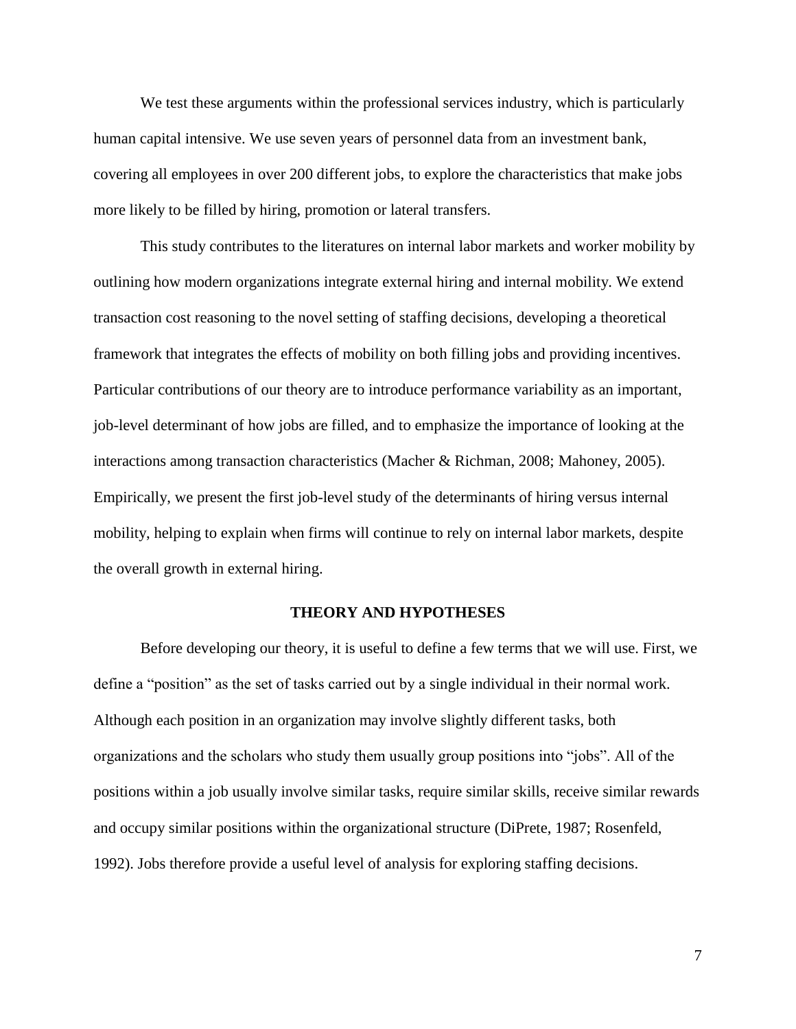We test these arguments within the professional services industry, which is particularly human capital intensive. We use seven years of personnel data from an investment bank, covering all employees in over 200 different jobs, to explore the characteristics that make jobs more likely to be filled by hiring, promotion or lateral transfers.

This study contributes to the literatures on internal labor markets and worker mobility by outlining how modern organizations integrate external hiring and internal mobility. We extend transaction cost reasoning to the novel setting of staffing decisions, developing a theoretical framework that integrates the effects of mobility on both filling jobs and providing incentives. Particular contributions of our theory are to introduce performance variability as an important, job-level determinant of how jobs are filled, and to emphasize the importance of looking at the interactions among transaction characteristics (Macher & Richman, 2008; Mahoney, 2005). Empirically, we present the first job-level study of the determinants of hiring versus internal mobility, helping to explain when firms will continue to rely on internal labor markets, despite the overall growth in external hiring.

## THEORY AND HYPOTHESES

Before developing our theory, it is useful to define a few terms that we will use. First, we define a "position" as the set of tasks carried out by a single individual in their normal work. Although each position in an organization may involve slightly different tasks, both organizations and the scholars who study them usually group positions into "jobs". All of the positions within a job usually involve similar tasks, require similar skills, receive similar rewards and occupy similar positions within the organizational structure (DiPrete, 1987; Rosenfeld, 1992). Jobs therefore provide a useful level of analysis for exploring staffing decisions.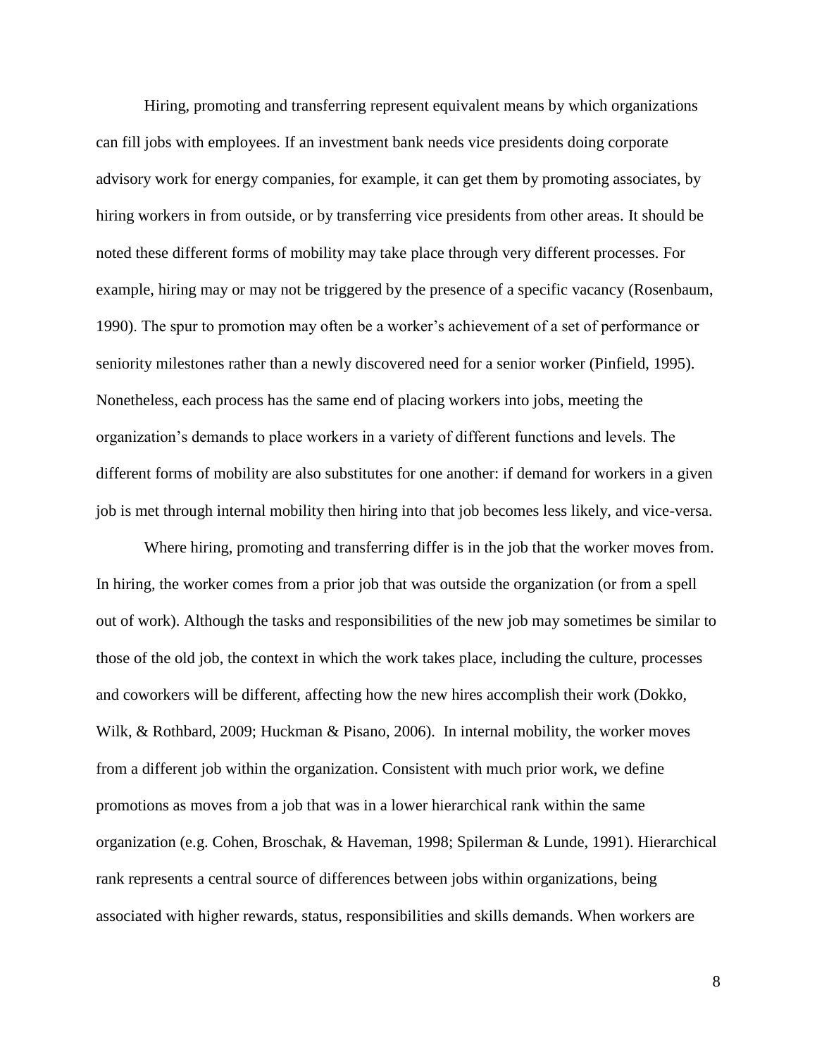Hiring, promoting and transferring represent equivalent means by which organizations can fill jobs with employees. If an investment bank needs vice presidents doing corporate advisory work for energy companies, for example, it can get them by promoting associates, by hiring workers in from outside, or by transferring vice presidents from other areas. It should be noted these different forms of mobility may take place through very different processes. For example, hiring may or may not be triggered by the presence of a specific vacancy (Rosenbaum, 1990). The spur to promotion may often be a worker's achievement of a set of performance or seniority milestones rather than a newly discovered need for a senior worker (Pinfield, 1995). Nonetheless, each process has the same end of placing workers into jobs, meeting the organization's demands to place workers in a variety of different functions and levels. The different forms of mobility are also substitutes for one another: if demand for workers in a given job is met through internal mobility then hiring into that job becomes less likely, and vice-versa.

Where hiring, promoting and transferring differ is in the job that the worker moves from. In hiring, the worker comes from a prior job that was outside the organization (or from a spell out of work). Although the tasks and responsibilities of the new job may sometimes be similar to those of the old job, the context in which the work takes place, including the culture, processes and coworkers will be different, affecting how the new hires accomplish their work (Dokko, Wilk, & Rothbard, 2009; Huckman & Pisano, 2006). In internal mobility, the worker moves from a different job within the organization. Consistent with much prior work, we define promotions as moves from a job that was in a lower hierarchical rank within the same organization (e.g. Cohen, Broschak, & Haveman, 1998; Spilerman & Lunde, 1991). Hierarchical rank represents a central source of differences between jobs within organizations, being associated with higher rewards, status, responsibilities and skills demands. When workers are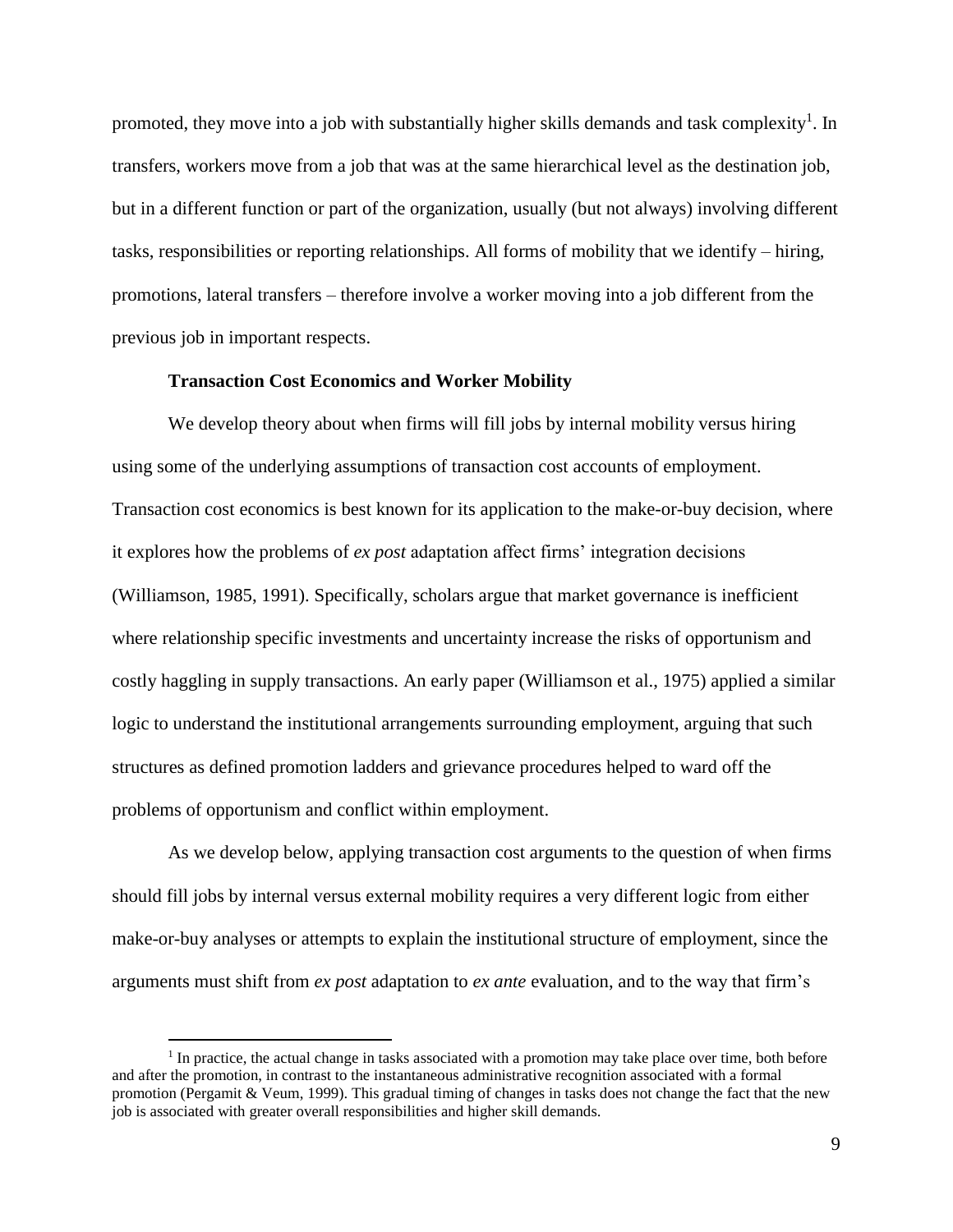promoted, they move into a job with substantially higher skills demands and task complexity[1]. In transfers, workers move from a job that was at the same hierarchical level as the destination job, but in a different function or part of the organization, usually (but not always) involving different tasks, responsibilities or reporting relationships. All forms of mobility that we identify – hiring, promotions, lateral transfers – therefore involve a worker moving into a job different from the previous job in important respects.

### Transaction Cost Economics and Worker Mobility

We develop theory about when firms will fill jobs by internal mobility versus hiring using some of the underlying assumptions of transaction cost accounts of employment. Transaction cost economics is best known for its application to the make-or-buy decision, where it explores how the problems of *ex post* adaptation affect firms' integration decisions (Williamson, 1985, 1991). Specifically, scholars argue that market governance is inefficient where relationship specific investments and uncertainty increase the risks of opportunism and costly haggling in supply transactions. An early paper (Williamson et al., 1975) applied a similar logic to understand the institutional arrangements surrounding employment, arguing that such structures as defined promotion ladders and grievance procedures helped to ward off the problems of opportunism and conflict within employment.

As we develop below, applying transaction cost arguments to the question of when firms should fill jobs by internal versus external mobility requires a very different logic from either make-or-buy analyses or attempts to explain the institutional structure of employment, since the arguments must shift from *ex post* adaptation to *ex ante* evaluation, and to the way that firm's

[1] In practice, the actual change in tasks associated with a promotion may take place over time, both before and after the promotion, in contrast to the instantaneous administrative recognition associated with a formal promotion (Pergamit & Veum, 1999). This gradual timing of changes in tasks does not change the fact that the new job is associated with greater overall responsibilities and higher skill demands.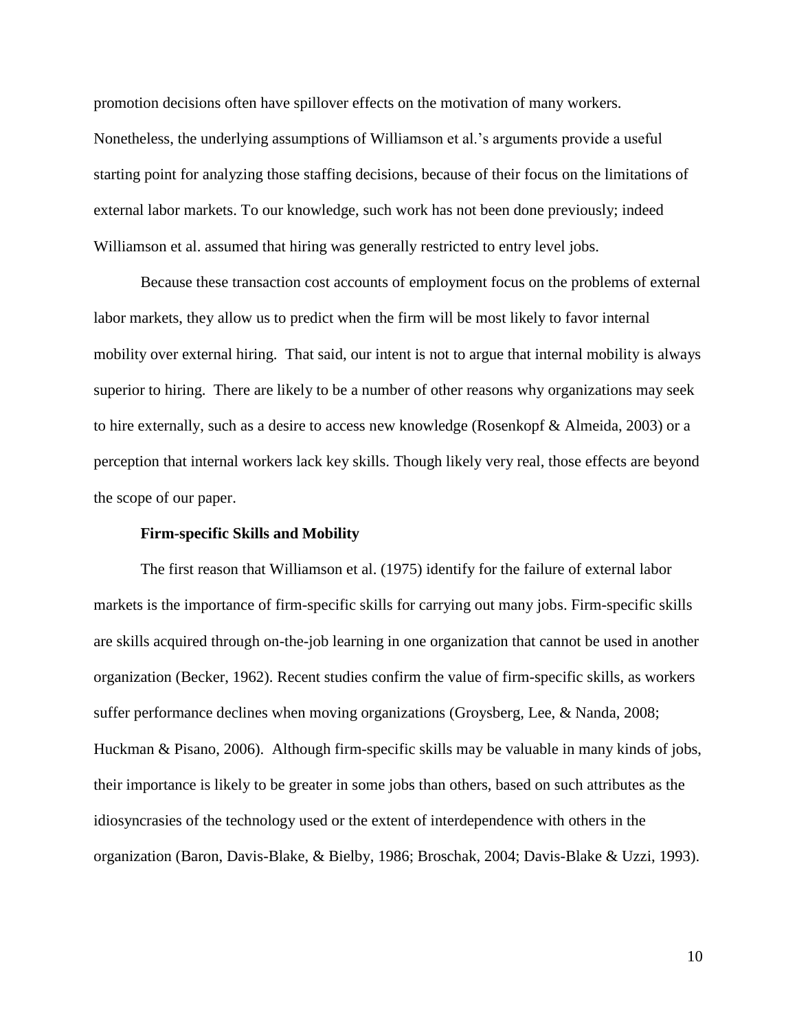promotion decisions often have spillover effects on the motivation of many workers. Nonetheless, the underlying assumptions of Williamson et al.'s arguments provide a useful starting point for analyzing those staffing decisions, because of their focus on the limitations of external labor markets. To our knowledge, such work has not been done previously; indeed Williamson et al. assumed that hiring was generally restricted to entry level jobs.

Because these transaction cost accounts of employment focus on the problems of external labor markets, they allow us to predict when the firm will be most likely to favor internal mobility over external hiring. That said, our intent is not to argue that internal mobility is always superior to hiring. There are likely to be a number of other reasons why organizations may seek to hire externally, such as a desire to access new knowledge (Rosenkopf & Almeida, 2003) or a perception that internal workers lack key skills. Though likely very real, those effects are beyond the scope of our paper.

### Firm-specific Skills and Mobility

The first reason that Williamson et al. (1975) identify for the failure of external labor markets is the importance of firm-specific skills for carrying out many jobs. Firm-specific skills are skills acquired through on-the-job learning in one organization that cannot be used in another organization (Becker, 1962). Recent studies confirm the value of firm-specific skills, as workers suffer performance declines when moving organizations (Groysberg, Lee, & Nanda, 2008; Huckman & Pisano, 2006). Although firm-specific skills may be valuable in many kinds of jobs, their importance is likely to be greater in some jobs than others, based on such attributes as the idiosyncrasies of the technology used or the extent of interdependence with others in the organization (Baron, Davis-Blake, & Bielby, 1986; Broschak, 2004; Davis-Blake & Uzzi, 1993).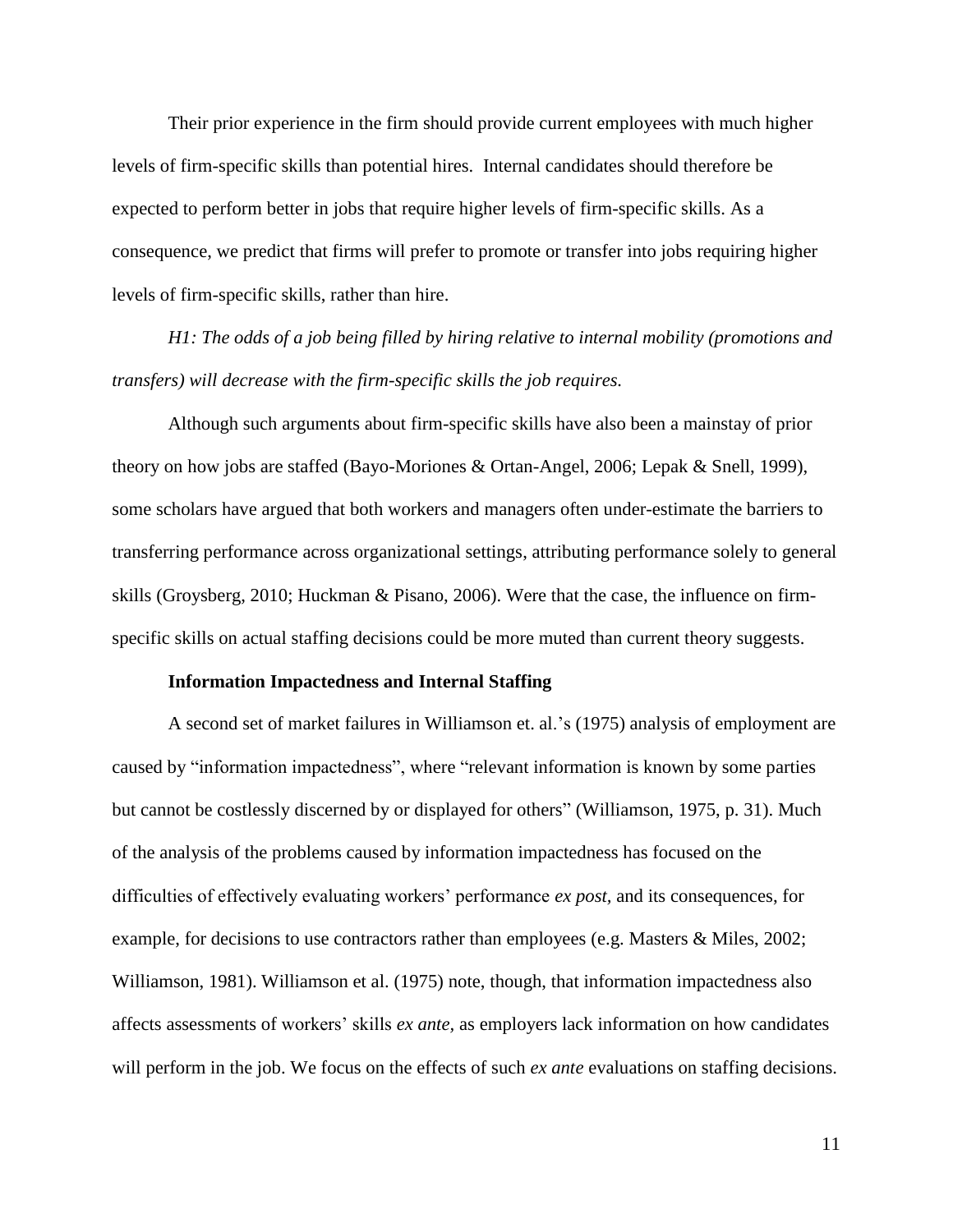Their prior experience in the firm should provide current employees with much higher levels of firm-specific skills than potential hires. Internal candidates should therefore be expected to perform better in jobs that require higher levels of firm-specific skills. As a consequence, we predict that firms will prefer to promote or transfer into jobs requiring higher levels of firm-specific skills, rather than hire.

*H1: The odds of a job being filled by hiring relative to internal mobility (promotions and transfers) will decrease with the firm-specific skills the job requires.*

Although such arguments about firm-specific skills have also been a mainstay of prior theory on how jobs are staffed (Bayo-Moriones & Ortan-Angel, 2006; Lepak & Snell, 1999), some scholars have argued that both workers and managers often under-estimate the barriers to transferring performance across organizational settings, attributing performance solely to general skills (Groysberg, 2010; Huckman & Pisano, 2006). Were that the case, the influence on firm-specific skills on actual staffing decisions could be more muted than current theory suggests.

### Information Impactedness and Internal Staffing

A second set of market failures in Williamson et. al.'s (1975) analysis of employment are caused by "information impactedness", where "relevant information is known by some parties but cannot be costlessly discerned by or displayed for others" (Williamson, 1975, p. 31). Much of the analysis of the problems caused by information impactedness has focused on the difficulties of effectively evaluating workers' performance *ex post,* and its consequences, for example, for decisions to use contractors rather than employees (e.g. Masters & Miles, 2002; Williamson, 1981). Williamson et al. (1975) note, though, that information impactedness also affects assessments of workers' skills *ex ante,* as employers lack information on how candidates will perform in the job. We focus on the effects of such *ex ante* evaluations on staffing decisions.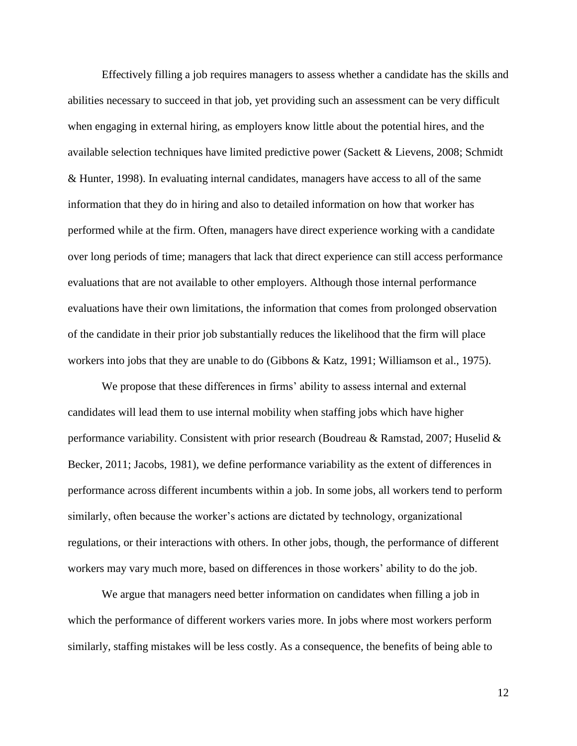Effectively filling a job requires managers to assess whether a candidate has the skills and abilities necessary to succeed in that job, yet providing such an assessment can be very difficult when engaging in external hiring, as employers know little about the potential hires, and the available selection techniques have limited predictive power (Sackett & Lievens, 2008; Schmidt & Hunter, 1998). In evaluating internal candidates, managers have access to all of the same information that they do in hiring and also to detailed information on how that worker has performed while at the firm. Often, managers have direct experience working with a candidate over long periods of time; managers that lack that direct experience can still access performance evaluations that are not available to other employers. Although those internal performance evaluations have their own limitations, the information that comes from prolonged observation of the candidate in their prior job substantially reduces the likelihood that the firm will place workers into jobs that they are unable to do (Gibbons & Katz, 1991; Williamson et al., 1975).

We propose that these differences in firms' ability to assess internal and external candidates will lead them to use internal mobility when staffing jobs which have higher performance variability. Consistent with prior research (Boudreau & Ramstad, 2007; Huselid & Becker, 2011; Jacobs, 1981), we define performance variability as the extent of differences in performance across different incumbents within a job. In some jobs, all workers tend to perform similarly, often because the worker's actions are dictated by technology, organizational regulations, or their interactions with others. In other jobs, though, the performance of different workers may vary much more, based on differences in those workers' ability to do the job.

We argue that managers need better information on candidates when filling a job in which the performance of different workers varies more. In jobs where most workers perform similarly, staffing mistakes will be less costly. As a consequence, the benefits of being able to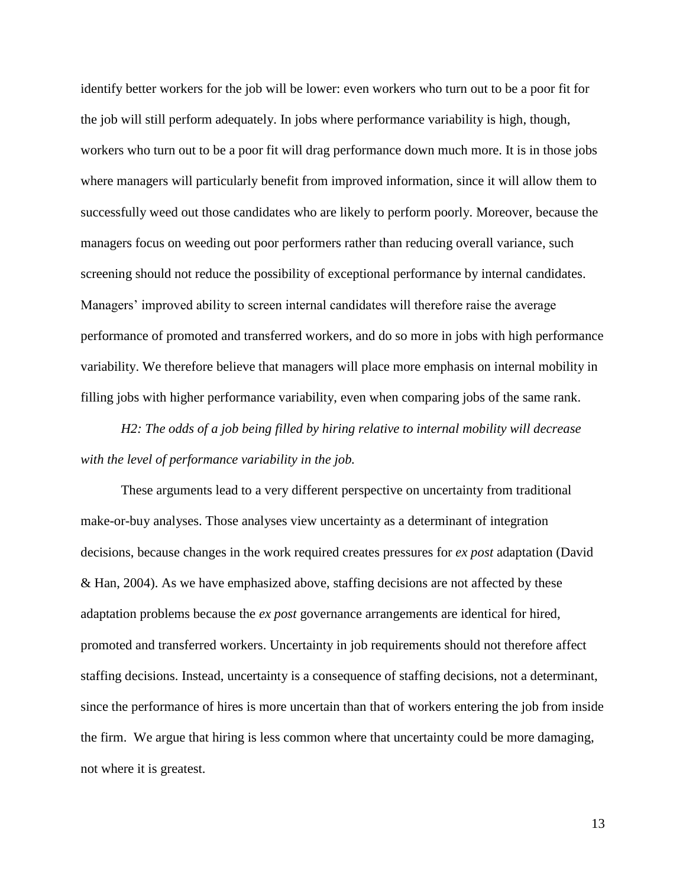identify better workers for the job will be lower: even workers who turn out to be a poor fit for the job will still perform adequately. In jobs where performance variability is high, though, workers who turn out to be a poor fit will drag performance down much more. It is in those jobs where managers will particularly benefit from improved information, since it will allow them to successfully weed out those candidates who are likely to perform poorly. Moreover, because the managers focus on weeding out poor performers rather than reducing overall variance, such screening should not reduce the possibility of exceptional performance by internal candidates. Managers' improved ability to screen internal candidates will therefore raise the average performance of promoted and transferred workers, and do so more in jobs with high performance variability. We therefore believe that managers will place more emphasis on internal mobility in filling jobs with higher performance variability, even when comparing jobs of the same rank.

*H2: The odds of a job being filled by hiring relative to internal mobility will decrease with the level of performance variability in the job.*

These arguments lead to a very different perspective on uncertainty from traditional make-or-buy analyses. Those analyses view uncertainty as a determinant of integration decisions, because changes in the work required creates pressures for *ex post* adaptation (David & Han, 2004). As we have emphasized above, staffing decisions are not affected by these adaptation problems because the *ex post* governance arrangements are identical for hired, promoted and transferred workers. Uncertainty in job requirements should not therefore affect staffing decisions. Instead, uncertainty is a consequence of staffing decisions, not a determinant, since the performance of hires is more uncertain than that of workers entering the job from inside the firm. We argue that hiring is less common where that uncertainty could be more damaging, not where it is greatest.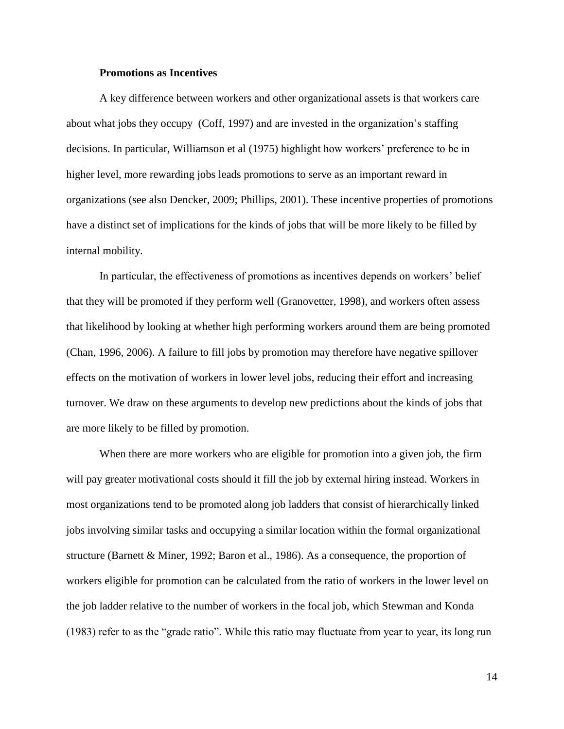**Promotions as Incentives**

A key difference between workers and other organizational assets is that workers care about what jobs they occupy (Coff, 1997) and are invested in the organization's staffing decisions. In particular, Williamson et al (1975) highlight how workers' preference to be in higher level, more rewarding jobs leads promotions to serve as an important reward in organizations (see also Dencker, 2009; Phillips, 2001). These incentive properties of promotions have a distinct set of implications for the kinds of jobs that will be more likely to be filled by internal mobility.

In particular, the effectiveness of promotions as incentives depends on workers' belief that they will be promoted if they perform well (Granovetter, 1998), and workers often assess that likelihood by looking at whether high performing workers around them are being promoted (Chan, 1996, 2006). A failure to fill jobs by promotion may therefore have negative spillover effects on the motivation of workers in lower level jobs, reducing their effort and increasing turnover. We draw on these arguments to develop new predictions about the kinds of jobs that are more likely to be filled by promotion.

When there are more workers who are eligible for promotion into a given job, the firm will pay greater motivational costs should it fill the job by external hiring instead. Workers in most organizations tend to be promoted along job ladders that consist of hierarchically linked jobs involving similar tasks and occupying a similar location within the formal organizational structure (Barnett & Miner, 1992; Baron et al., 1986). As a consequence, the proportion of workers eligible for promotion can be calculated from the ratio of workers in the lower level on the job ladder relative to the number of workers in the focal job, which Stewman and Konda (1983) refer to as the "grade ratio". While this ratio may fluctuate from year to year, its long run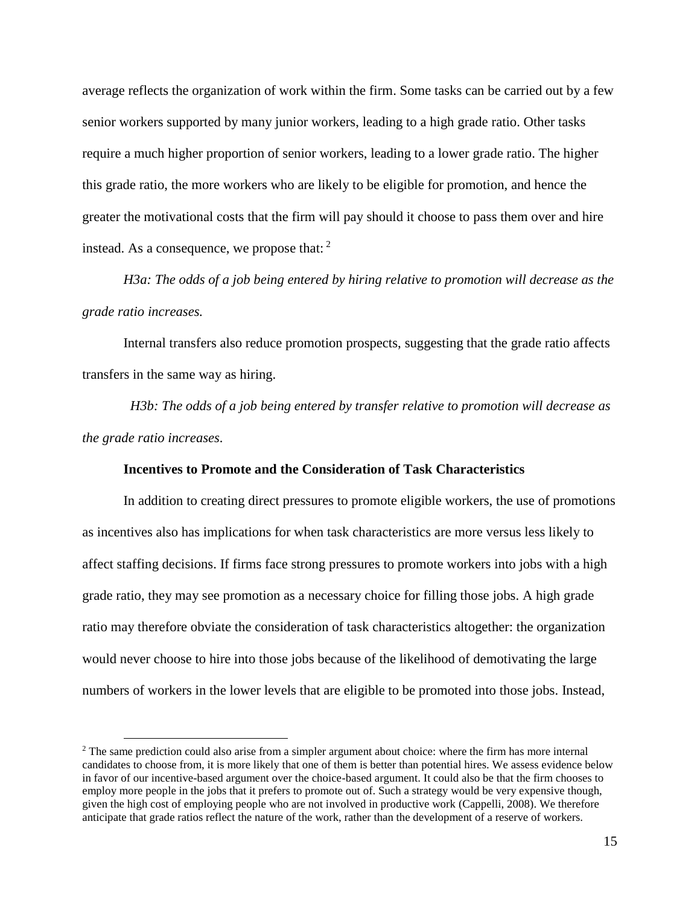average reflects the organization of work within the firm. Some tasks can be carried out by a few senior workers supported by many junior workers, leading to a high grade ratio. Other tasks require a much higher proportion of senior workers, leading to a lower grade ratio. The higher this grade ratio, the more workers who are likely to be eligible for promotion, and hence the greater the motivational costs that the firm will pay should it choose to pass them over and hire instead. As a consequence, we propose that: [2]

*H3a: The odds of a job being entered by hiring relative to promotion will decrease as the grade ratio increases.*

Internal transfers also reduce promotion prospects, suggesting that the grade ratio affects transfers in the same way as hiring.

*H3b: The odds of a job being entered by transfer relative to promotion will decrease as the grade ratio increases*.

**Incentives to Promote and the Consideration of Task Characteristics**

In addition to creating direct pressures to promote eligible workers, the use of promotions as incentives also has implications for when task characteristics are more versus less likely to affect staffing decisions. If firms face strong pressures to promote workers into jobs with a high grade ratio, they may see promotion as a necessary choice for filling those jobs. A high grade ratio may therefore obviate the consideration of task characteristics altogether: the organization would never choose to hire into those jobs because of the likelihood of demotivating the large numbers of workers in the lower levels that are eligible to be promoted into those jobs. Instead,

[2] The same prediction could also arise from a simpler argument about choice: where the firm has more internal candidates to choose from, it is more likely that one of them is better than potential hires. We assess evidence below in favor of our incentive-based argument over the choice-based argument. It could also be that the firm chooses to employ more people in the jobs that it prefers to promote out of. Such a strategy would be very expensive though, given the high cost of employing people who are not involved in productive work (Cappelli, 2008). We therefore anticipate that grade ratios reflect the nature of the work, rather than the development of a reserve of workers.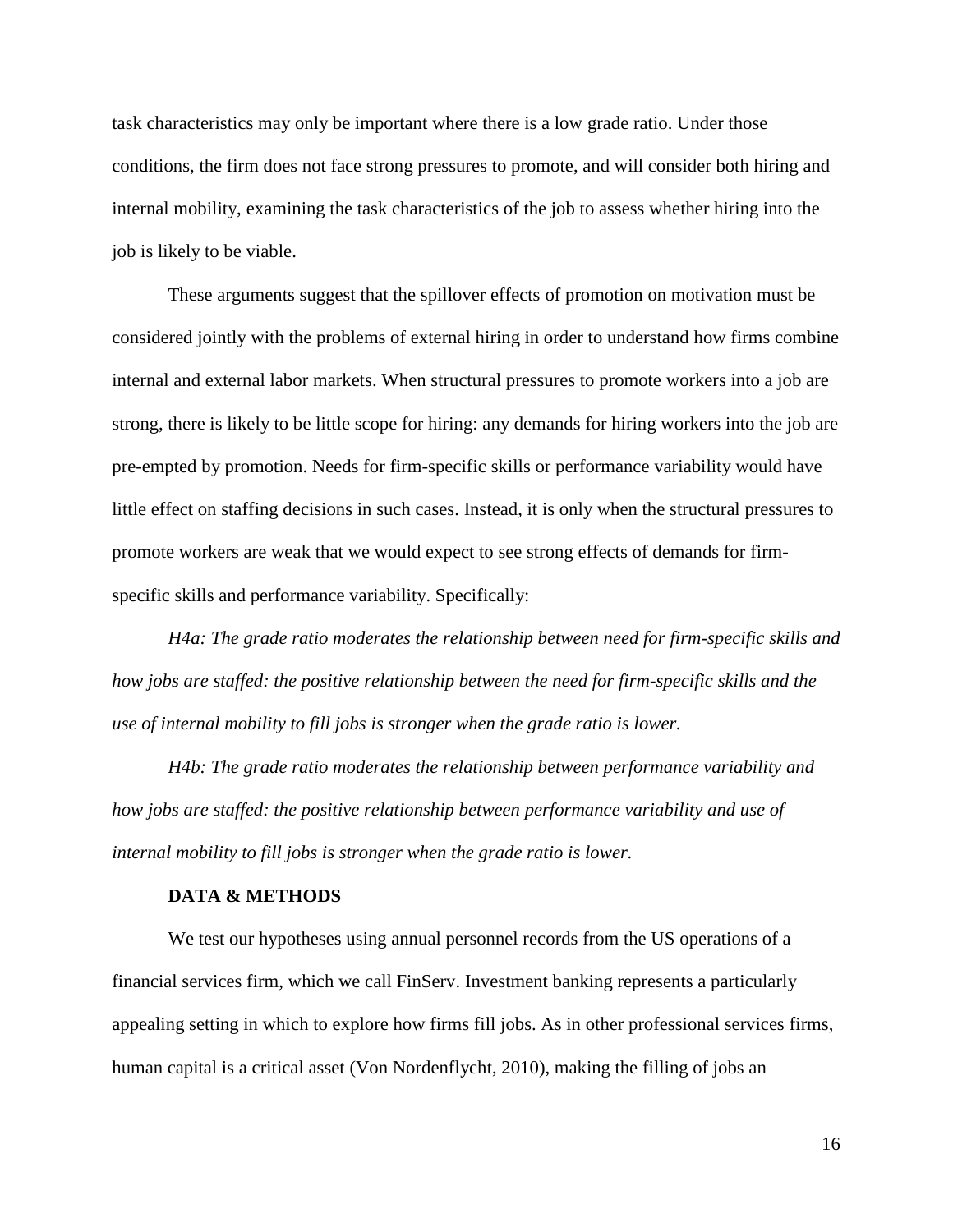task characteristics may only be important where there is a low grade ratio. Under those conditions, the firm does not face strong pressures to promote, and will consider both hiring and internal mobility, examining the task characteristics of the job to assess whether hiring into the job is likely to be viable.

These arguments suggest that the spillover effects of promotion on motivation must be considered jointly with the problems of external hiring in order to understand how firms combine internal and external labor markets. When structural pressures to promote workers into a job are strong, there is likely to be little scope for hiring: any demands for hiring workers into the job are pre-empted by promotion. Needs for firm-specific skills or performance variability would have little effect on staffing decisions in such cases. Instead, it is only when the structural pressures to promote workers are weak that we would expect to see strong effects of demands for firm-specific skills and performance variability. Specifically:

*H4a: The grade ratio moderates the relationship between need for firm-specific skills and how jobs are staffed: the positive relationship between the need for firm-specific skills and the use of internal mobility to fill jobs is stronger when the grade ratio is lower.*

*H4b: The grade ratio moderates the relationship between performance variability and how jobs are staffed: the positive relationship between performance variability and use of internal mobility to fill jobs is stronger when the grade ratio is lower.*

## DATA & METHODS

We test our hypotheses using annual personnel records from the US operations of a financial services firm, which we call FinServ. Investment banking represents a particularly appealing setting in which to explore how firms fill jobs. As in other professional services firms, human capital is a critical asset (Von Nordenflycht, 2010), making the filling of jobs an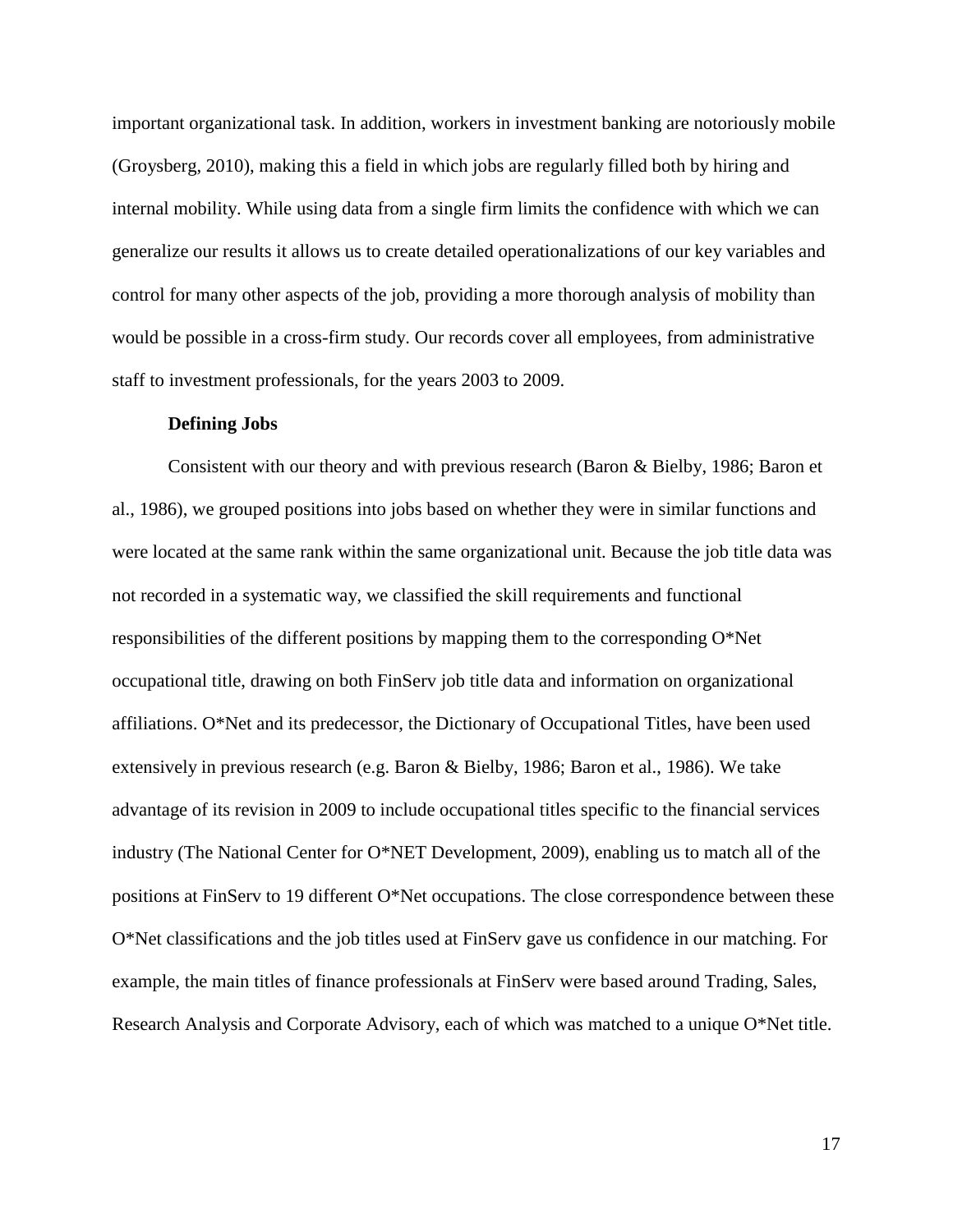important organizational task. In addition, workers in investment banking are notoriously mobile (Groysberg, 2010), making this a field in which jobs are regularly filled both by hiring and internal mobility. While using data from a single firm limits the confidence with which we can generalize our results it allows us to create detailed operationalizations of our key variables and control for many other aspects of the job, providing a more thorough analysis of mobility than would be possible in a cross-firm study. Our records cover all employees, from administrative staff to investment professionals, for the years 2003 to 2009.

### Defining Jobs

Consistent with our theory and with previous research (Baron & Bielby, 1986; Baron et al., 1986), we grouped positions into jobs based on whether they were in similar functions and were located at the same rank within the same organizational unit. Because the job title data was not recorded in a systematic way, we classified the skill requirements and functional responsibilities of the different positions by mapping them to the corresponding O*Net occupational title, drawing on both FinServ job title data and information on organizational affiliations. O*Net and its predecessor, the Dictionary of Occupational Titles, have been used extensively in previous research (e.g. Baron & Bielby, 1986; Baron et al., 1986). We take advantage of its revision in 2009 to include occupational titles specific to the financial services industry (The National Center for O*NET Development, 2009), enabling us to match all of the positions at FinServ to 19 different O*Net occupations. The close correspondence between these O*Net classifications and the job titles used at FinServ gave us confidence in our matching. For example, the main titles of finance professionals at FinServ were based around Trading, Sales, Research Analysis and Corporate Advisory, each of which was matched to a unique O*Net title.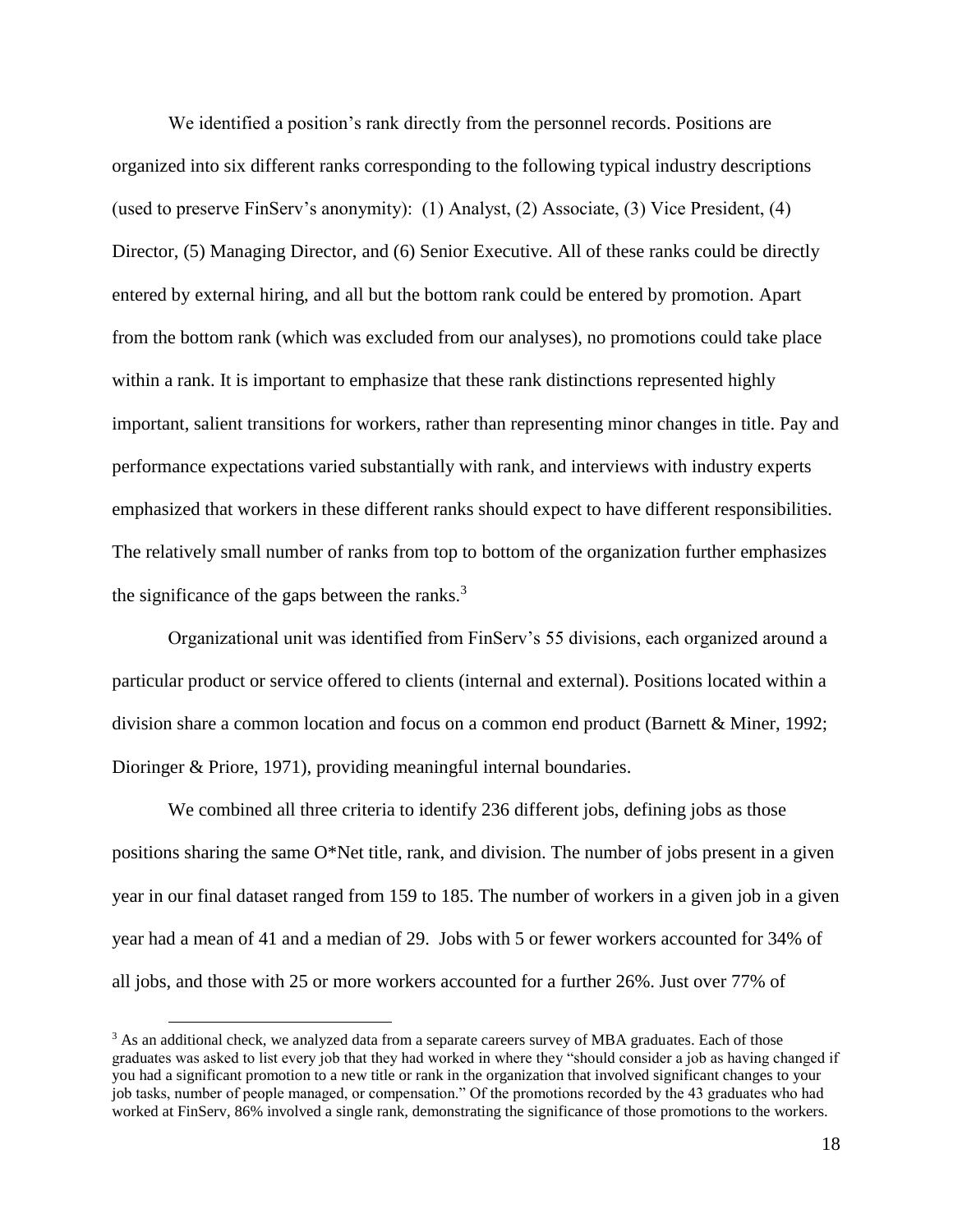We identified a position's rank directly from the personnel records. Positions are organized into six different ranks corresponding to the following typical industry descriptions (used to preserve FinServ's anonymity): (1) Analyst, (2) Associate, (3) Vice President, (4) Director, (5) Managing Director, and (6) Senior Executive. All of these ranks could be directly entered by external hiring, and all but the bottom rank could be entered by promotion. Apart from the bottom rank (which was excluded from our analyses), no promotions could take place within a rank. It is important to emphasize that these rank distinctions represented highly important, salient transitions for workers, rather than representing minor changes in title. Pay and performance expectations varied substantially with rank, and interviews with industry experts emphasized that workers in these different ranks should expect to have different responsibilities. The relatively small number of ranks from top to bottom of the organization further emphasizes the significance of the gaps between the ranks.[3]

Organizational unit was identified from FinServ's 55 divisions, each organized around a particular product or service offered to clients (internal and external). Positions located within a division share a common location and focus on a common end product (Barnett & Miner, 1992; Dioringer & Priore, 1971), providing meaningful internal boundaries.

We combined all three criteria to identify 236 different jobs, defining jobs as those positions sharing the same O*Net title, rank, and division. The number of jobs present in a given year in our final dataset ranged from 159 to 185. The number of workers in a given job in a given year had a mean of 41 and a median of 29. Jobs with 5 or fewer workers accounted for 34% of all jobs, and those with 25 or more workers accounted for a further 26%. Just over 77% of

[3] As an additional check, we analyzed data from a separate careers survey of MBA graduates. Each of those graduates was asked to list every job that they had worked in where they "should consider a job as having changed if you had a significant promotion to a new title or rank in the organization that involved significant changes to your job tasks, number of people managed, or compensation." Of the promotions recorded by the 43 graduates who had worked at FinServ, 86% involved a single rank, demonstrating the significance of those promotions to the workers.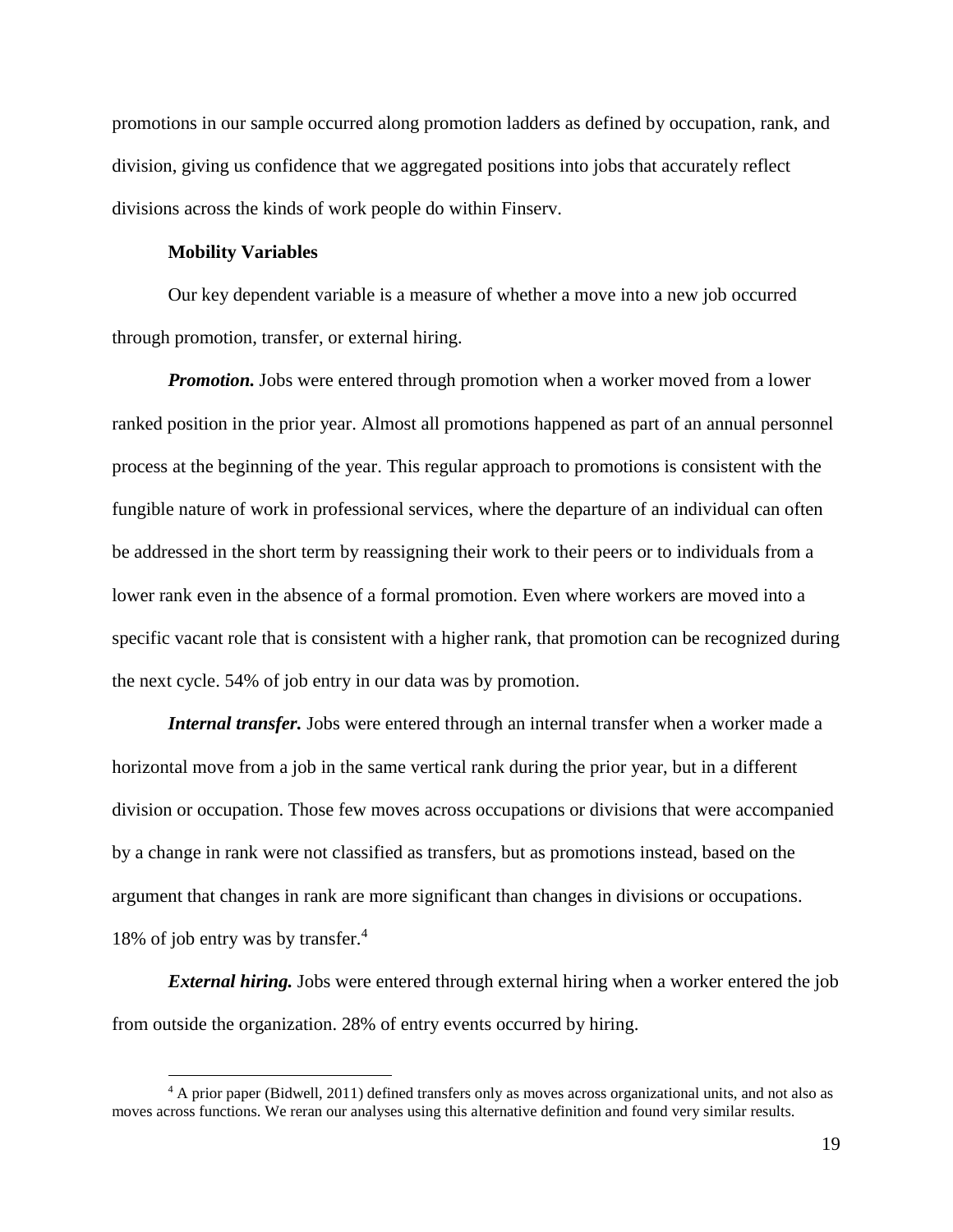promotions in our sample occurred along promotion ladders as defined by occupation, rank, and division, giving us confidence that we aggregated positions into jobs that accurately reflect divisions across the kinds of work people do within Finserv.

**Mobility Variables**

Our key dependent variable is a measure of whether a move into a new job occurred through promotion, transfer, or external hiring.

***Promotion.*** Jobs were entered through promotion when a worker moved from a lower ranked position in the prior year. Almost all promotions happened as part of an annual personnel process at the beginning of the year. This regular approach to promotions is consistent with the fungible nature of work in professional services, where the departure of an individual can often be addressed in the short term by reassigning their work to their peers or to individuals from a lower rank even in the absence of a formal promotion. Even where workers are moved into a specific vacant role that is consistent with a higher rank, that promotion can be recognized during the next cycle. 54% of job entry in our data was by promotion.

***Internal transfer.*** Jobs were entered through an internal transfer when a worker made a horizontal move from a job in the same vertical rank during the prior year, but in a different division or occupation. Those few moves across occupations or divisions that were accompanied by a change in rank were not classified as transfers, but as promotions instead, based on the argument that changes in rank are more significant than changes in divisions or occupations. 18% of job entry was by transfer.[4]

***External hiring.*** Jobs were entered through external hiring when a worker entered the job from outside the organization. 28% of entry events occurred by hiring.

[4] A prior paper (Bidwell, 2011) defined transfers only as moves across organizational units, and not also as moves across functions. We reran our analyses using this alternative definition and found very similar results.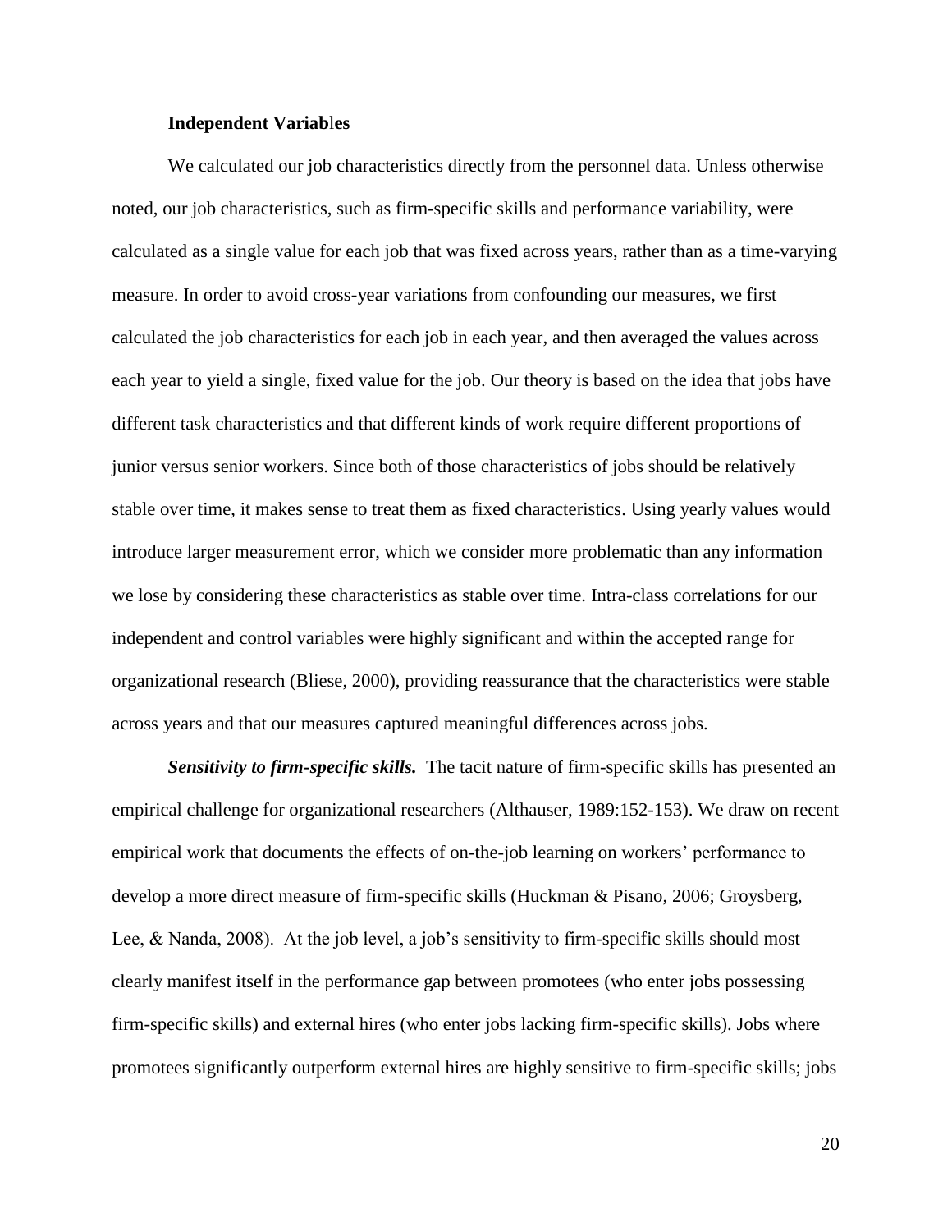**Independent Variables**

We calculated our job characteristics directly from the personnel data. Unless otherwise noted, our job characteristics, such as firm-specific skills and performance variability, were calculated as a single value for each job that was fixed across years, rather than as a time-varying measure. In order to avoid cross-year variations from confounding our measures, we first calculated the job characteristics for each job in each year, and then averaged the values across each year to yield a single, fixed value for the job. Our theory is based on the idea that jobs have different task characteristics and that different kinds of work require different proportions of junior versus senior workers. Since both of those characteristics of jobs should be relatively stable over time, it makes sense to treat them as fixed characteristics. Using yearly values would introduce larger measurement error, which we consider more problematic than any information we lose by considering these characteristics as stable over time. Intra-class correlations for our independent and control variables were highly significant and within the accepted range for organizational research (Bliese, 2000), providing reassurance that the characteristics were stable across years and that our measures captured meaningful differences across jobs.

***Sensitivity to firm-specific skills.*** The tacit nature of firm-specific skills has presented an empirical challenge for organizational researchers (Althauser, 1989:152-153). We draw on recent empirical work that documents the effects of on-the-job learning on workers' performance to develop a more direct measure of firm-specific skills (Huckman & Pisano, 2006; Groysberg, Lee, & Nanda, 2008). At the job level, a job's sensitivity to firm-specific skills should most clearly manifest itself in the performance gap between promotees (who enter jobs possessing firm-specific skills) and external hires (who enter jobs lacking firm-specific skills). Jobs where promotees significantly outperform external hires are highly sensitive to firm-specific skills; jobs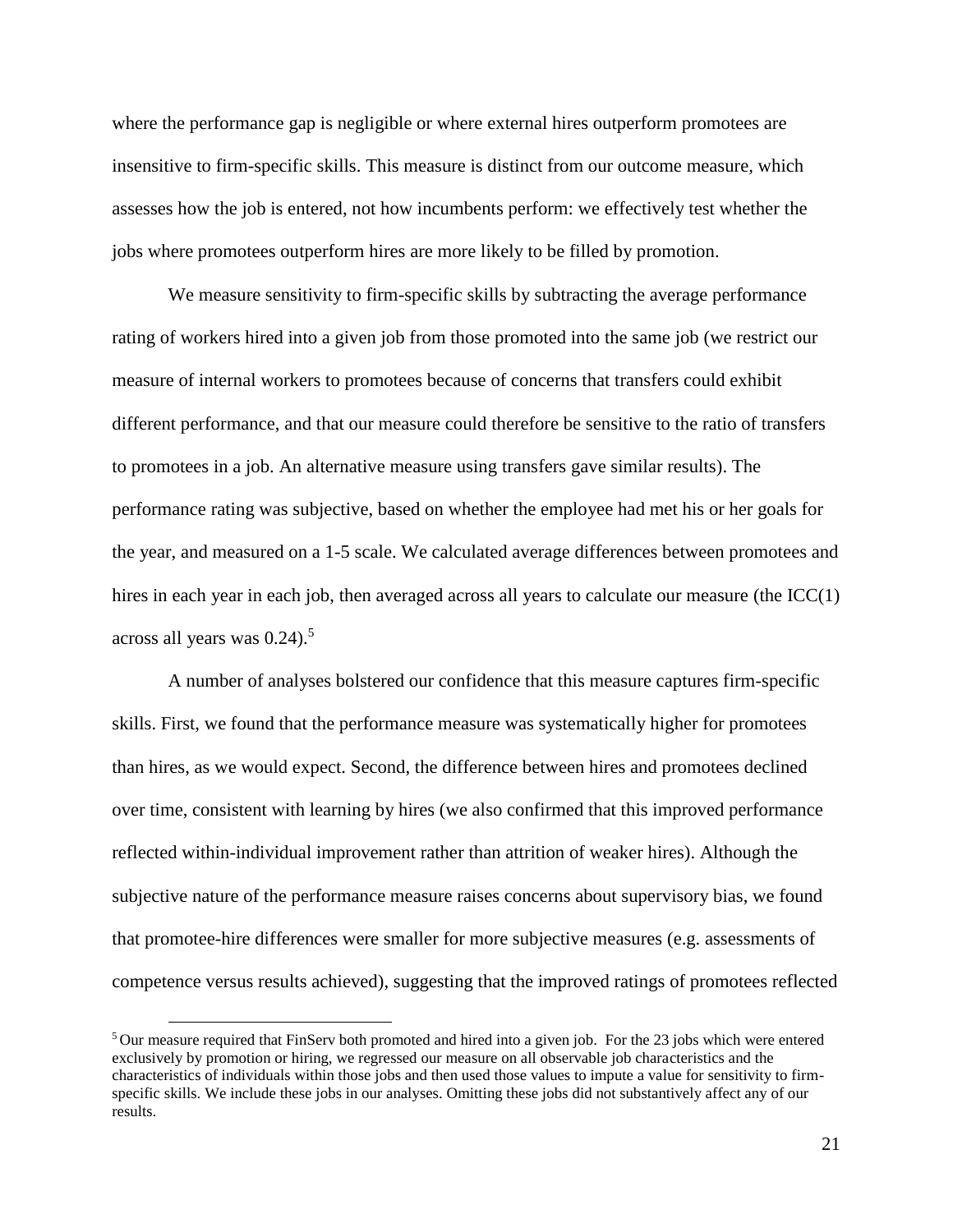where the performance gap is negligible or where external hires outperform promotees are insensitive to firm-specific skills. This measure is distinct from our outcome measure, which assesses how the job is entered, not how incumbents perform: we effectively test whether the jobs where promotees outperform hires are more likely to be filled by promotion.

We measure sensitivity to firm-specific skills by subtracting the average performance rating of workers hired into a given job from those promoted into the same job (we restrict our measure of internal workers to promotees because of concerns that transfers could exhibit different performance, and that our measure could therefore be sensitive to the ratio of transfers to promotees in a job. An alternative measure using transfers gave similar results). The performance rating was subjective, based on whether the employee had met his or her goals for the year, and measured on a 1-5 scale. We calculated average differences between promotees and hires in each year in each job, then averaged across all years to calculate our measure (the ICC(1) across all years was 0.24).[5]

A number of analyses bolstered our confidence that this measure captures firm-specific skills. First, we found that the performance measure was systematically higher for promotees than hires, as we would expect. Second, the difference between hires and promotees declined over time, consistent with learning by hires (we also confirmed that this improved performance reflected within-individual improvement rather than attrition of weaker hires). Although the subjective nature of the performance measure raises concerns about supervisory bias, we found that promotee-hire differences were smaller for more subjective measures (e.g. assessments of competence versus results achieved), suggesting that the improved ratings of promotees reflected

[5] Our measure required that FinServ both promoted and hired into a given job. For the 23 jobs which were entered exclusively by promotion or hiring, we regressed our measure on all observable job characteristics and the characteristics of individuals within those jobs and then used those values to impute a value for sensitivity to firm-specific skills. We include these jobs in our analyses. Omitting these jobs did not substantively affect any of our results.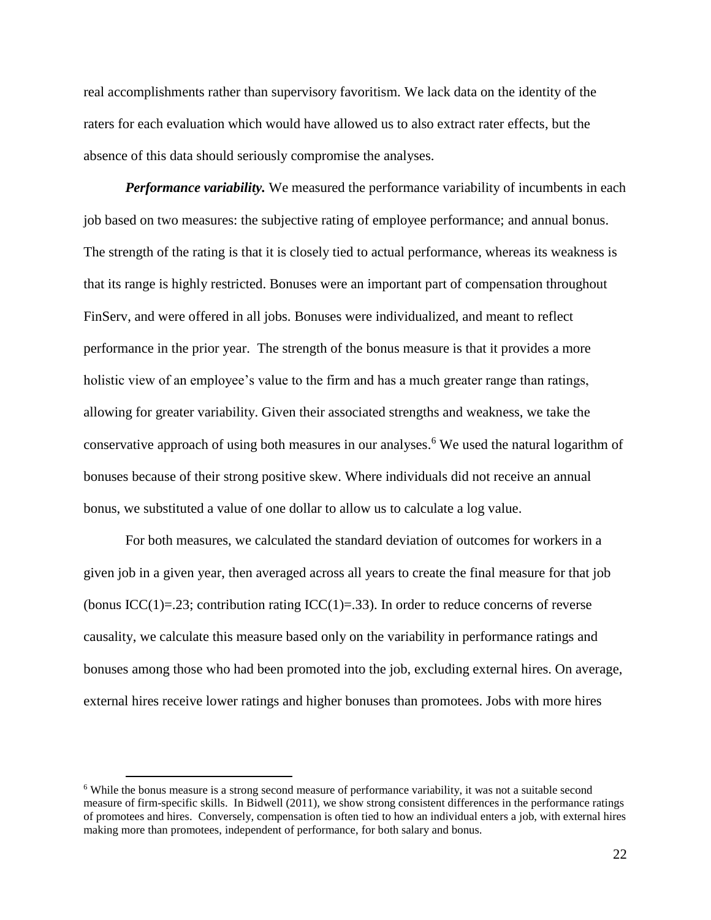real accomplishments rather than supervisory favoritism. We lack data on the identity of the raters for each evaluation which would have allowed us to also extract rater effects, but the absence of this data should seriously compromise the analyses.

***Performance variability.*** We measured the performance variability of incumbents in each job based on two measures: the subjective rating of employee performance; and annual bonus. The strength of the rating is that it is closely tied to actual performance, whereas its weakness is that its range is highly restricted. Bonuses were an important part of compensation throughout FinServ, and were offered in all jobs. Bonuses were individualized, and meant to reflect performance in the prior year. The strength of the bonus measure is that it provides a more holistic view of an employee's value to the firm and has a much greater range than ratings, allowing for greater variability. Given their associated strengths and weakness, we take the conservative approach of using both measures in our analyses.[6] We used the natural logarithm of bonuses because of their strong positive skew. Where individuals did not receive an annual bonus, we substituted a value of one dollar to allow us to calculate a log value.

For both measures, we calculated the standard deviation of outcomes for workers in a given job in a given year, then averaged across all years to create the final measure for that job (bonus ICC(1)=.23; contribution rating ICC(1)=.33). In order to reduce concerns of reverse causality, we calculate this measure based only on the variability in performance ratings and bonuses among those who had been promoted into the job, excluding external hires. On average, external hires receive lower ratings and higher bonuses than promotees. Jobs with more hires

[6] While the bonus measure is a strong second measure of performance variability, it was not a suitable second measure of firm-specific skills. In Bidwell (2011), we show strong consistent differences in the performance ratings of promotees and hires. Conversely, compensation is often tied to how an individual enters a job, with external hires making more than promotees, independent of performance, for both salary and bonus.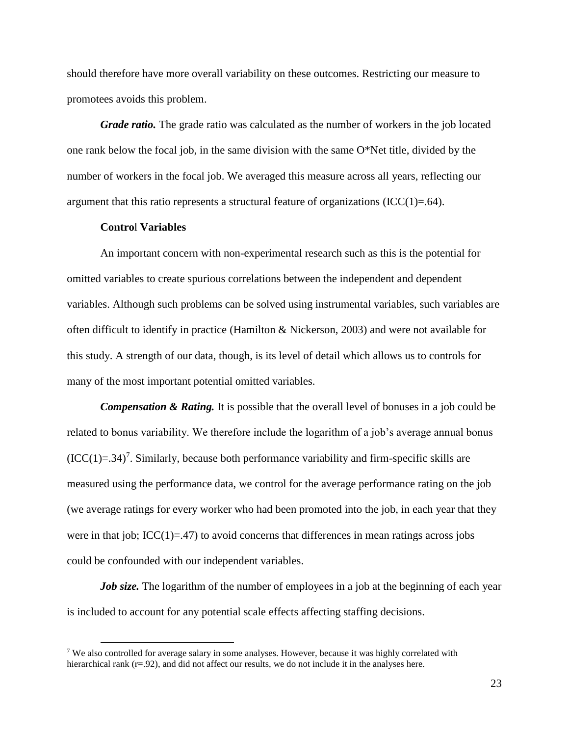should therefore have more overall variability on these outcomes. Restricting our measure to promotees avoids this problem.

***Grade ratio.*** The grade ratio was calculated as the number of workers in the job located one rank below the focal job, in the same division with the same O*Net title, divided by the number of workers in the focal job. We averaged this measure across all years, reflecting our argument that this ratio represents a structural feature of organizations (ICC(1)=.64).

**Control Variables**

An important concern with non-experimental research such as this is the potential for omitted variables to create spurious correlations between the independent and dependent variables. Although such problems can be solved using instrumental variables, such variables are often difficult to identify in practice (Hamilton & Nickerson, 2003) and were not available for this study. A strength of our data, though, is its level of detail which allows us to controls for many of the most important potential omitted variables.

***Compensation & Rating.*** It is possible that the overall level of bonuses in a job could be related to bonus variability. We therefore include the logarithm of a job's average annual bonus (ICC(1)=.34)[7]. Similarly, because both performance variability and firm-specific skills are measured using the performance data, we control for the average performance rating on the job (we average ratings for every worker who had been promoted into the job, in each year that they were in that job; ICC(1)=.47) to avoid concerns that differences in mean ratings across jobs could be confounded with our independent variables.

***Job size.*** The logarithm of the number of employees in a job at the beginning of each year is included to account for any potential scale effects affecting staffing decisions.

[7] We also controlled for average salary in some analyses. However, because it was highly correlated with hierarchical rank (r=.92), and did not affect our results, we do not include it in the analyses here.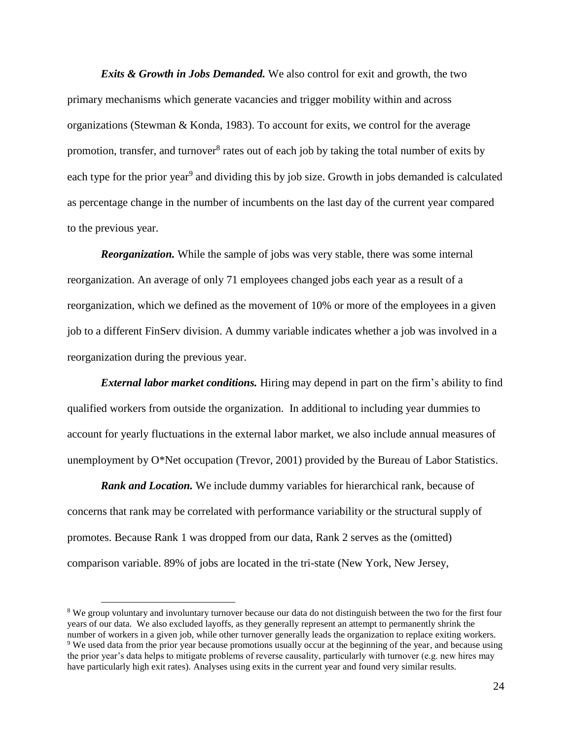***Exits & Growth in Jobs Demanded.*** We also control for exit and growth, the two primary mechanisms which generate vacancies and trigger mobility within and across organizations (Stewman & Konda, 1983). To account for exits, we control for the average promotion, transfer, and turnover[8] rates out of each job by taking the total number of exits by each type for the prior year[9] and dividing this by job size. Growth in jobs demanded is calculated as percentage change in the number of incumbents on the last day of the current year compared to the previous year.

***Reorganization.*** While the sample of jobs was very stable, there was some internal reorganization. An average of only 71 employees changed jobs each year as a result of a reorganization, which we defined as the movement of 10% or more of the employees in a given job to a different FinServ division. A dummy variable indicates whether a job was involved in a reorganization during the previous year.

***External labor market conditions.*** Hiring may depend in part on the firm's ability to find qualified workers from outside the organization. In additional to including year dummies to account for yearly fluctuations in the external labor market, we also include annual measures of unemployment by O*Net occupation (Trevor, 2001) provided by the Bureau of Labor Statistics.

***Rank and Location.*** We include dummy variables for hierarchical rank, because of concerns that rank may be correlated with performance variability or the structural supply of promotes. Because Rank 1 was dropped from our data, Rank 2 serves as the (omitted) comparison variable. 89% of jobs are located in the tri-state (New York, New Jersey,

[8] We group voluntary and involuntary turnover because our data do not distinguish between the two for the first four years of our data. We also excluded layoffs, as they generally represent an attempt to permanently shrink the number of workers in a given job, while other turnover generally leads the organization to replace exiting workers.

[9] We used data from the prior year because promotions usually occur at the beginning of the year, and because using the prior year's data helps to mitigate problems of reverse causality, particularly with turnover (e.g. new hires may have particularly high exit rates). Analyses using exits in the current year and found very similar results.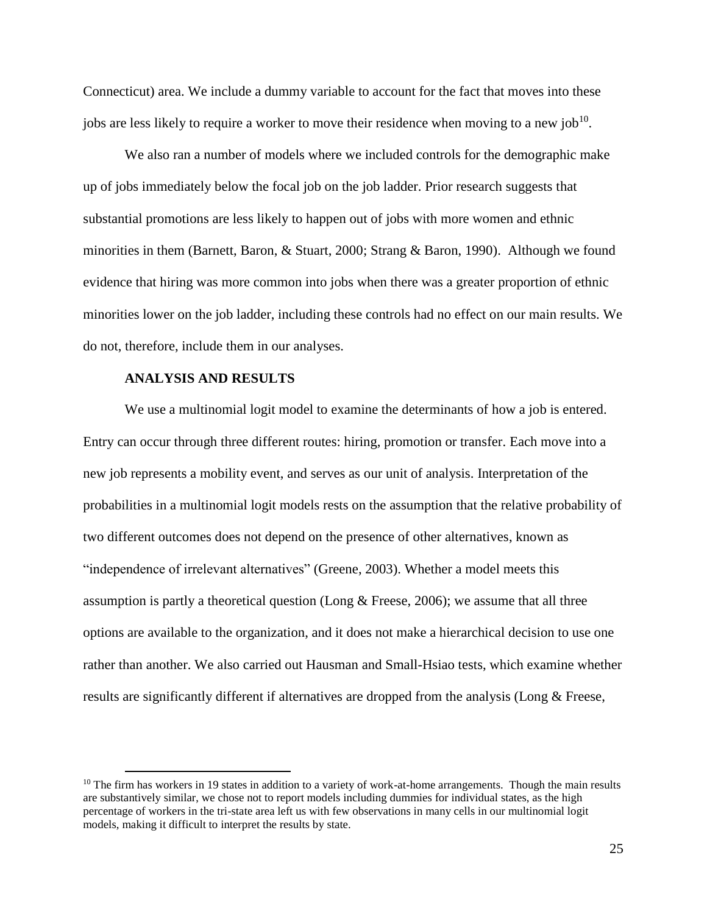Connecticut) area. We include a dummy variable to account for the fact that moves into these jobs are less likely to require a worker to move their residence when moving to a new job[10].

We also ran a number of models where we included controls for the demographic make up of jobs immediately below the focal job on the job ladder. Prior research suggests that substantial promotions are less likely to happen out of jobs with more women and ethnic minorities in them (Barnett, Baron, & Stuart, 2000; Strang & Baron, 1990). Although we found evidence that hiring was more common into jobs when there was a greater proportion of ethnic minorities lower on the job ladder, including these controls had no effect on our main results. We do not, therefore, include them in our analyses.

## ANALYSIS AND RESULTS

We use a multinomial logit model to examine the determinants of how a job is entered. Entry can occur through three different routes: hiring, promotion or transfer. Each move into a new job represents a mobility event, and serves as our unit of analysis. Interpretation of the probabilities in a multinomial logit models rests on the assumption that the relative probability of two different outcomes does not depend on the presence of other alternatives, known as "independence of irrelevant alternatives" (Greene, 2003). Whether a model meets this assumption is partly a theoretical question (Long & Freese, 2006); we assume that all three options are available to the organization, and it does not make a hierarchical decision to use one rather than another. We also carried out Hausman and Small-Hsiao tests, which examine whether results are significantly different if alternatives are dropped from the analysis (Long & Freese,

[10] The firm has workers in 19 states in addition to a variety of work-at-home arrangements. Though the main results are substantively similar, we chose not to report models including dummies for individual states, as the high percentage of workers in the tri-state area left us with few observations in many cells in our multinomial logit models, making it difficult to interpret the results by state.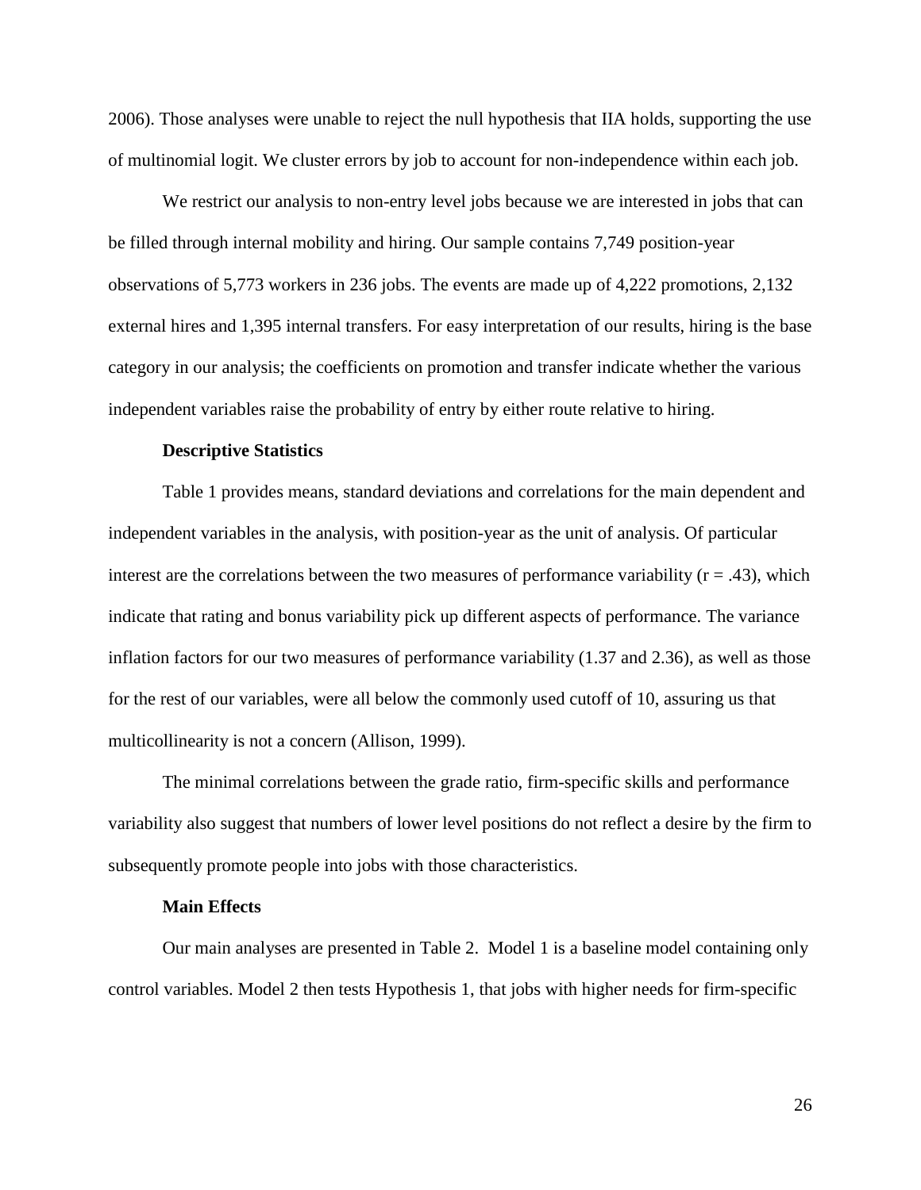2006). Those analyses were unable to reject the null hypothesis that IIA holds, supporting the use of multinomial logit. We cluster errors by job to account for non-independence within each job.

We restrict our analysis to non-entry level jobs because we are interested in jobs that can be filled through internal mobility and hiring. Our sample contains 7,749 position-year observations of 5,773 workers in 236 jobs. The events are made up of 4,222 promotions, 2,132 external hires and 1,395 internal transfers. For easy interpretation of our results, hiring is the base category in our analysis; the coefficients on promotion and transfer indicate whether the various independent variables raise the probability of entry by either route relative to hiring.

### Descriptive Statistics

Table 1 provides means, standard deviations and correlations for the main dependent and independent variables in the analysis, with position-year as the unit of analysis. Of particular interest are the correlations between the two measures of performance variability ($r = .43$), which indicate that rating and bonus variability pick up different aspects of performance. The variance inflation factors for our two measures of performance variability (1.37 and 2.36), as well as those for the rest of our variables, were all below the commonly used cutoff of 10, assuring us that multicollinearity is not a concern (Allison, 1999).

The minimal correlations between the grade ratio, firm-specific skills and performance variability also suggest that numbers of lower level positions do not reflect a desire by the firm to subsequently promote people into jobs with those characteristics.

### Main Effects

Our main analyses are presented in Table 2. Model 1 is a baseline model containing only control variables. Model 2 then tests Hypothesis 1, that jobs with higher needs for firm-specific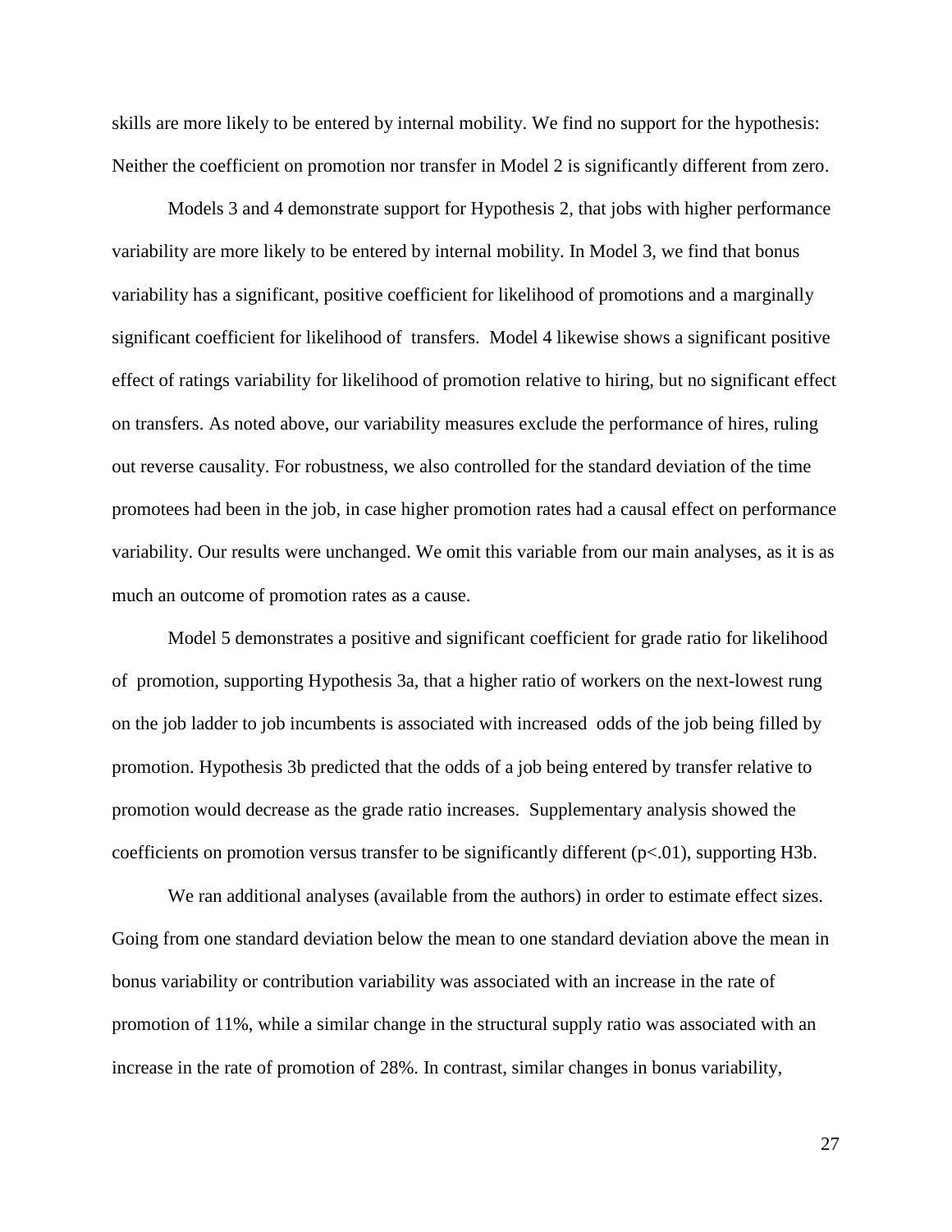skills are more likely to be entered by internal mobility. We find no support for the hypothesis: Neither the coefficient on promotion nor transfer in Model 2 is significantly different from zero.

Models 3 and 4 demonstrate support for Hypothesis 2, that jobs with higher performance variability are more likely to be entered by internal mobility. In Model 3, we find that bonus variability has a significant, positive coefficient for likelihood of promotions and a marginally significant coefficient for likelihood of transfers. Model 4 likewise shows a significant positive effect of ratings variability for likelihood of promotion relative to hiring, but no significant effect on transfers. As noted above, our variability measures exclude the performance of hires, ruling out reverse causality. For robustness, we also controlled for the standard deviation of the time promotees had been in the job, in case higher promotion rates had a causal effect on performance variability. Our results were unchanged. We omit this variable from our main analyses, as it is as much an outcome of promotion rates as a cause.

Model 5 demonstrates a positive and significant coefficient for grade ratio for likelihood of promotion, supporting Hypothesis 3a, that a higher ratio of workers on the next-lowest rung on the job ladder to job incumbents is associated with increased odds of the job being filled by promotion. Hypothesis 3b predicted that the odds of a job being entered by transfer relative to promotion would decrease as the grade ratio increases. Supplementary analysis showed the coefficients on promotion versus transfer to be significantly different ($p<.01$), supporting H3b.

We ran additional analyses (available from the authors) in order to estimate effect sizes. Going from one standard deviation below the mean to one standard deviation above the mean in bonus variability or contribution variability was associated with an increase in the rate of promotion of 11%, while a similar change in the structural supply ratio was associated with an increase in the rate of promotion of 28%. In contrast, similar changes in bonus variability,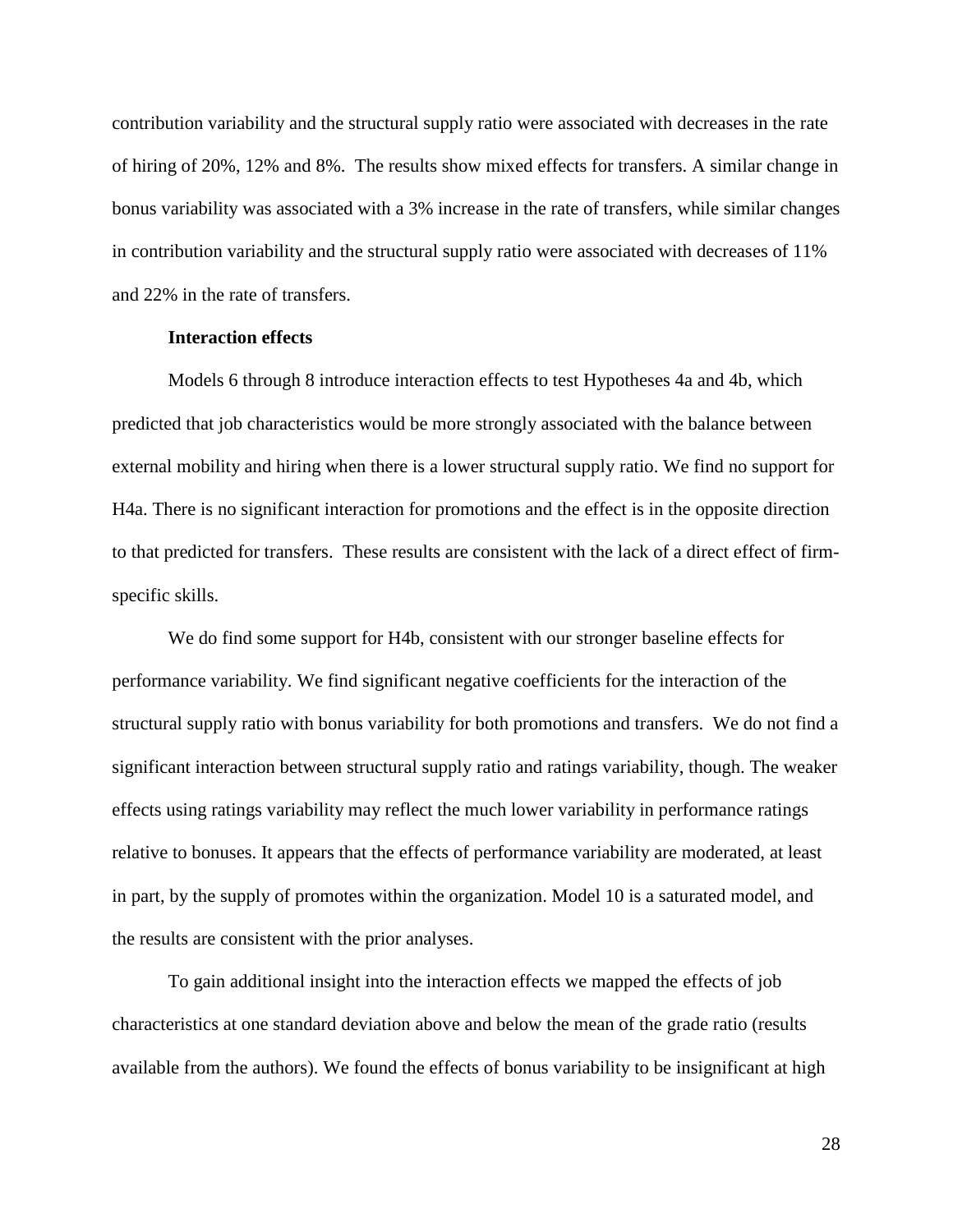contribution variability and the structural supply ratio were associated with decreases in the rate of hiring of 20%, 12% and 8%. The results show mixed effects for transfers. A similar change in bonus variability was associated with a 3% increase in the rate of transfers, while similar changes in contribution variability and the structural supply ratio were associated with decreases of 11% and 22% in the rate of transfers.

**Interaction effects**

Models 6 through 8 introduce interaction effects to test Hypotheses 4a and 4b, which predicted that job characteristics would be more strongly associated with the balance between external mobility and hiring when there is a lower structural supply ratio. We find no support for H4a. There is no significant interaction for promotions and the effect is in the opposite direction to that predicted for transfers. These results are consistent with the lack of a direct effect of firm-specific skills.

We do find some support for H4b, consistent with our stronger baseline effects for performance variability. We find significant negative coefficients for the interaction of the structural supply ratio with bonus variability for both promotions and transfers. We do not find a significant interaction between structural supply ratio and ratings variability, though. The weaker effects using ratings variability may reflect the much lower variability in performance ratings relative to bonuses. It appears that the effects of performance variability are moderated, at least in part, by the supply of promotes within the organization. Model 10 is a saturated model, and the results are consistent with the prior analyses.

To gain additional insight into the interaction effects we mapped the effects of job characteristics at one standard deviation above and below the mean of the grade ratio (results available from the authors). We found the effects of bonus variability to be insignificant at high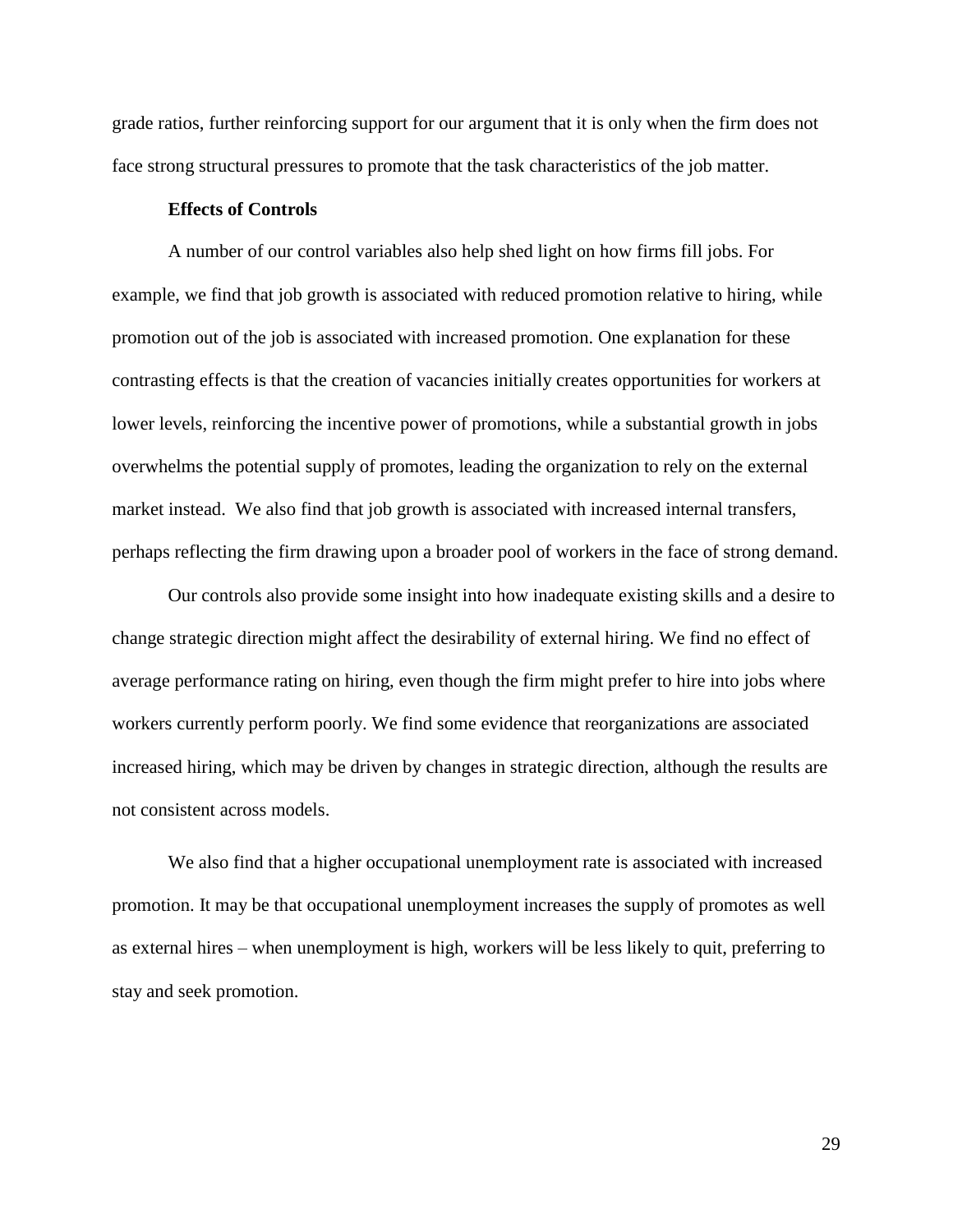grade ratios, further reinforcing support for our argument that it is only when the firm does not face strong structural pressures to promote that the task characteristics of the job matter.

### Effects of Controls

A number of our control variables also help shed light on how firms fill jobs. For example, we find that job growth is associated with reduced promotion relative to hiring, while promotion out of the job is associated with increased promotion. One explanation for these contrasting effects is that the creation of vacancies initially creates opportunities for workers at lower levels, reinforcing the incentive power of promotions, while a substantial growth in jobs overwhelms the potential supply of promotes, leading the organization to rely on the external market instead.  We also find that job growth is associated with increased internal transfers, perhaps reflecting the firm drawing upon a broader pool of workers in the face of strong demand.

Our controls also provide some insight into how inadequate existing skills and a desire to change strategic direction might affect the desirability of external hiring. We find no effect of average performance rating on hiring, even though the firm might prefer to hire into jobs where workers currently perform poorly. We find some evidence that reorganizations are associated increased hiring, which may be driven by changes in strategic direction, although the results are not consistent across models.

We also find that a higher occupational unemployment rate is associated with increased promotion. It may be that occupational unemployment increases the supply of promotes as well as external hires – when unemployment is high, workers will be less likely to quit, preferring to stay and seek promotion.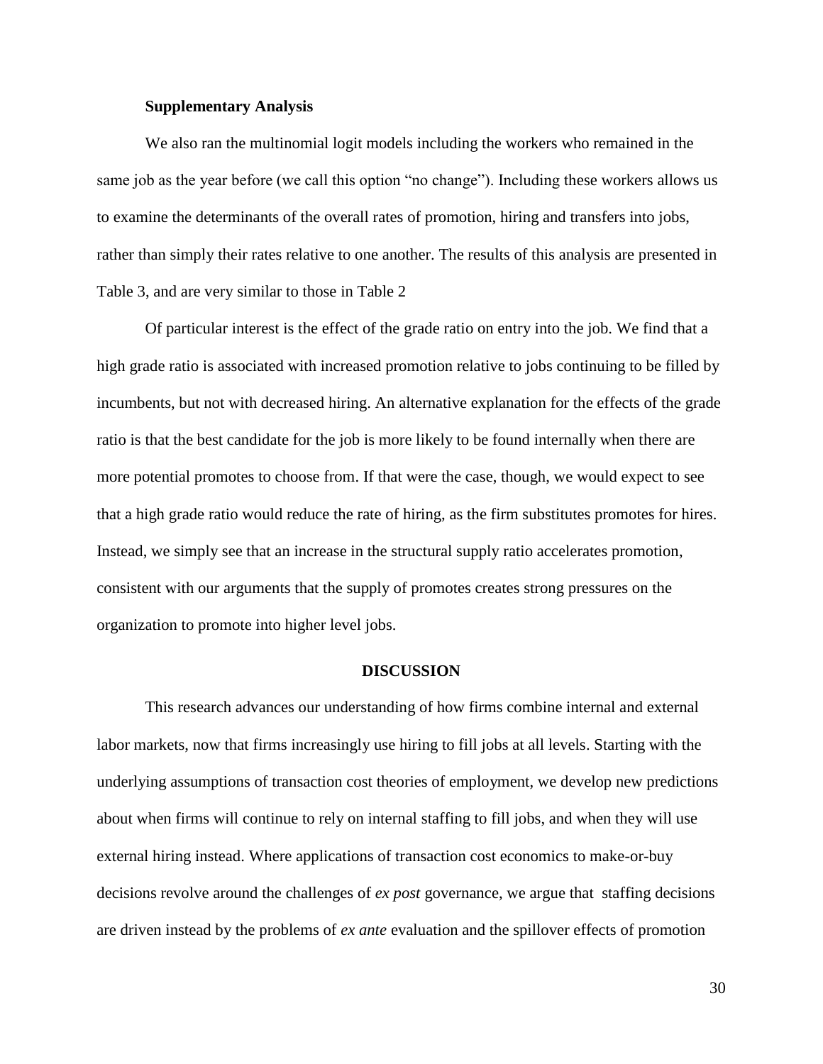### Supplementary Analysis

We also ran the multinomial logit models including the workers who remained in the same job as the year before (we call this option "no change"). Including these workers allows us to examine the determinants of the overall rates of promotion, hiring and transfers into jobs, rather than simply their rates relative to one another. The results of this analysis are presented in Table 3, and are very similar to those in Table 2

Of particular interest is the effect of the grade ratio on entry into the job. We find that a high grade ratio is associated with increased promotion relative to jobs continuing to be filled by incumbents, but not with decreased hiring. An alternative explanation for the effects of the grade ratio is that the best candidate for the job is more likely to be found internally when there are more potential promotes to choose from. If that were the case, though, we would expect to see that a high grade ratio would reduce the rate of hiring, as the firm substitutes promotes for hires. Instead, we simply see that an increase in the structural supply ratio accelerates promotion, consistent with our arguments that the supply of promotes creates strong pressures on the organization to promote into higher level jobs.

## DISCUSSION

This research advances our understanding of how firms combine internal and external labor markets, now that firms increasingly use hiring to fill jobs at all levels. Starting with the underlying assumptions of transaction cost theories of employment, we develop new predictions about when firms will continue to rely on internal staffing to fill jobs, and when they will use external hiring instead. Where applications of transaction cost economics to make-or-buy decisions revolve around the challenges of *ex post* governance, we argue that staffing decisions are driven instead by the problems of *ex ante* evaluation and the spillover effects of promotion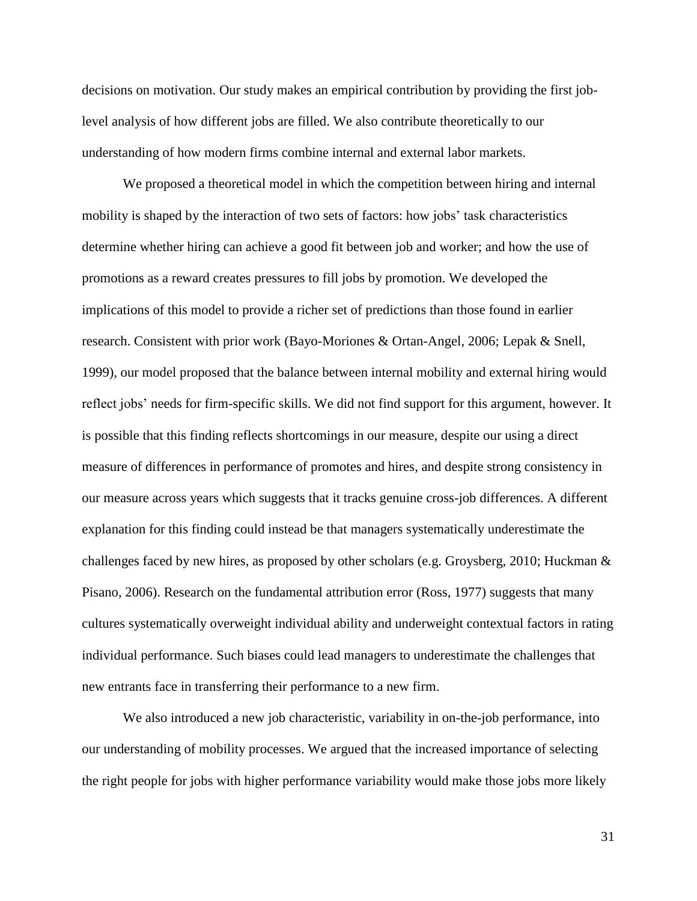decisions on motivation. Our study makes an empirical contribution by providing the first job-level analysis of how different jobs are filled. We also contribute theoretically to our understanding of how modern firms combine internal and external labor markets.

We proposed a theoretical model in which the competition between hiring and internal mobility is shaped by the interaction of two sets of factors: how jobs' task characteristics determine whether hiring can achieve a good fit between job and worker; and how the use of promotions as a reward creates pressures to fill jobs by promotion. We developed the implications of this model to provide a richer set of predictions than those found in earlier research. Consistent with prior work (Bayo-Moriones & Ortan-Angel, 2006; Lepak & Snell, 1999), our model proposed that the balance between internal mobility and external hiring would reflect jobs' needs for firm-specific skills. We did not find support for this argument, however. It is possible that this finding reflects shortcomings in our measure, despite our using a direct measure of differences in performance of promotes and hires, and despite strong consistency in our measure across years which suggests that it tracks genuine cross-job differences. A different explanation for this finding could instead be that managers systematically underestimate the challenges faced by new hires, as proposed by other scholars (e.g. Groysberg, 2010; Huckman & Pisano, 2006). Research on the fundamental attribution error (Ross, 1977) suggests that many cultures systematically overweight individual ability and underweight contextual factors in rating individual performance. Such biases could lead managers to underestimate the challenges that new entrants face in transferring their performance to a new firm.

We also introduced a new job characteristic, variability in on-the-job performance, into our understanding of mobility processes. We argued that the increased importance of selecting the right people for jobs with higher performance variability would make those jobs more likely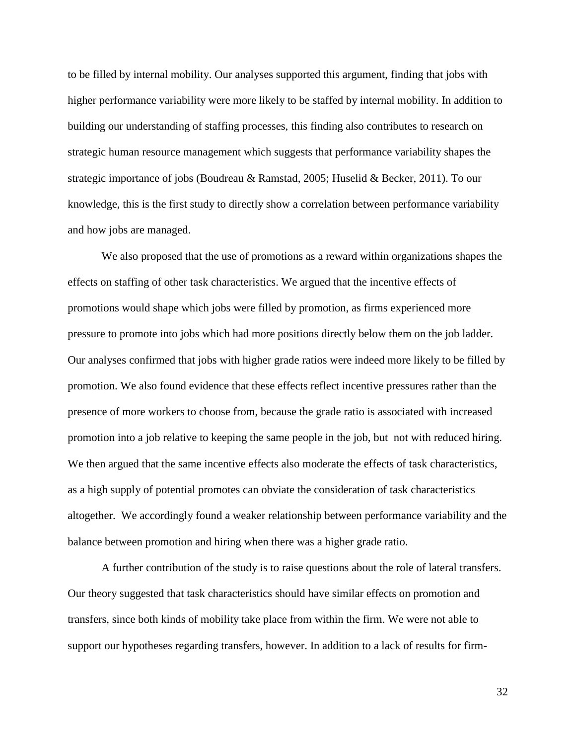to be filled by internal mobility. Our analyses supported this argument, finding that jobs with higher performance variability were more likely to be staffed by internal mobility. In addition to building our understanding of staffing processes, this finding also contributes to research on strategic human resource management which suggests that performance variability shapes the strategic importance of jobs (Boudreau & Ramstad, 2005; Huselid & Becker, 2011). To our knowledge, this is the first study to directly show a correlation between performance variability and how jobs are managed.

We also proposed that the use of promotions as a reward within organizations shapes the effects on staffing of other task characteristics. We argued that the incentive effects of promotions would shape which jobs were filled by promotion, as firms experienced more pressure to promote into jobs which had more positions directly below them on the job ladder. Our analyses confirmed that jobs with higher grade ratios were indeed more likely to be filled by promotion. We also found evidence that these effects reflect incentive pressures rather than the presence of more workers to choose from, because the grade ratio is associated with increased promotion into a job relative to keeping the same people in the job, but not with reduced hiring. We then argued that the same incentive effects also moderate the effects of task characteristics, as a high supply of potential promotes can obviate the consideration of task characteristics altogether. We accordingly found a weaker relationship between performance variability and the balance between promotion and hiring when there was a higher grade ratio.

A further contribution of the study is to raise questions about the role of lateral transfers. Our theory suggested that task characteristics should have similar effects on promotion and transfers, since both kinds of mobility take place from within the firm. We were not able to support our hypotheses regarding transfers, however. In addition to a lack of results for firm-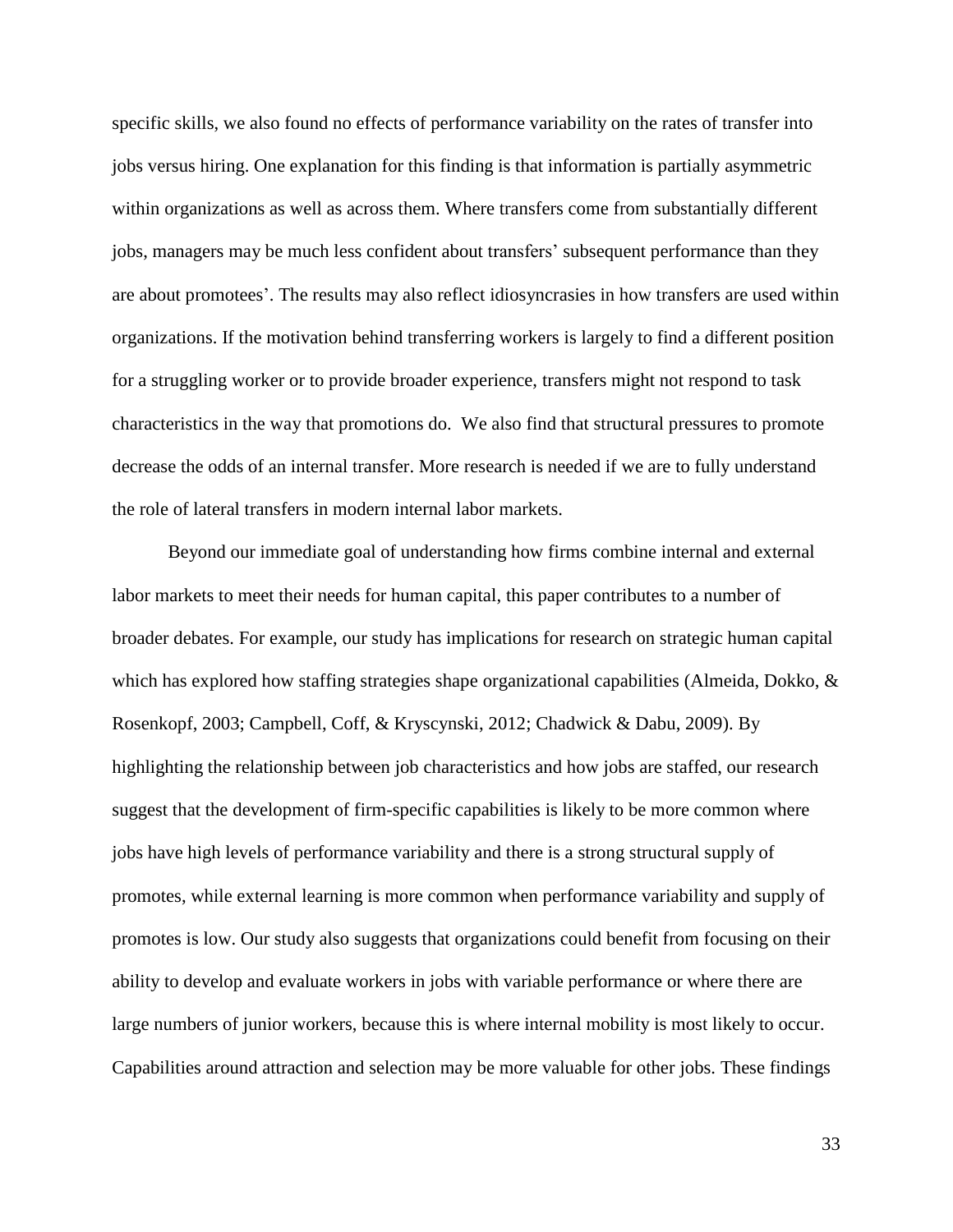specific skills, we also found no effects of performance variability on the rates of transfer into jobs versus hiring. One explanation for this finding is that information is partially asymmetric within organizations as well as across them. Where transfers come from substantially different jobs, managers may be much less confident about transfers' subsequent performance than they are about promotees'. The results may also reflect idiosyncrasies in how transfers are used within organizations. If the motivation behind transferring workers is largely to find a different position for a struggling worker or to provide broader experience, transfers might not respond to task characteristics in the way that promotions do. We also find that structural pressures to promote decrease the odds of an internal transfer. More research is needed if we are to fully understand the role of lateral transfers in modern internal labor markets.

Beyond our immediate goal of understanding how firms combine internal and external labor markets to meet their needs for human capital, this paper contributes to a number of broader debates. For example, our study has implications for research on strategic human capital which has explored how staffing strategies shape organizational capabilities (Almeida, Dokko, & Rosenkopf, 2003; Campbell, Coff, & Kryscynski, 2012; Chadwick & Dabu, 2009). By highlighting the relationship between job characteristics and how jobs are staffed, our research suggest that the development of firm-specific capabilities is likely to be more common where jobs have high levels of performance variability and there is a strong structural supply of promotes, while external learning is more common when performance variability and supply of promotes is low. Our study also suggests that organizations could benefit from focusing on their ability to develop and evaluate workers in jobs with variable performance or where there are large numbers of junior workers, because this is where internal mobility is most likely to occur. Capabilities around attraction and selection may be more valuable for other jobs. These findings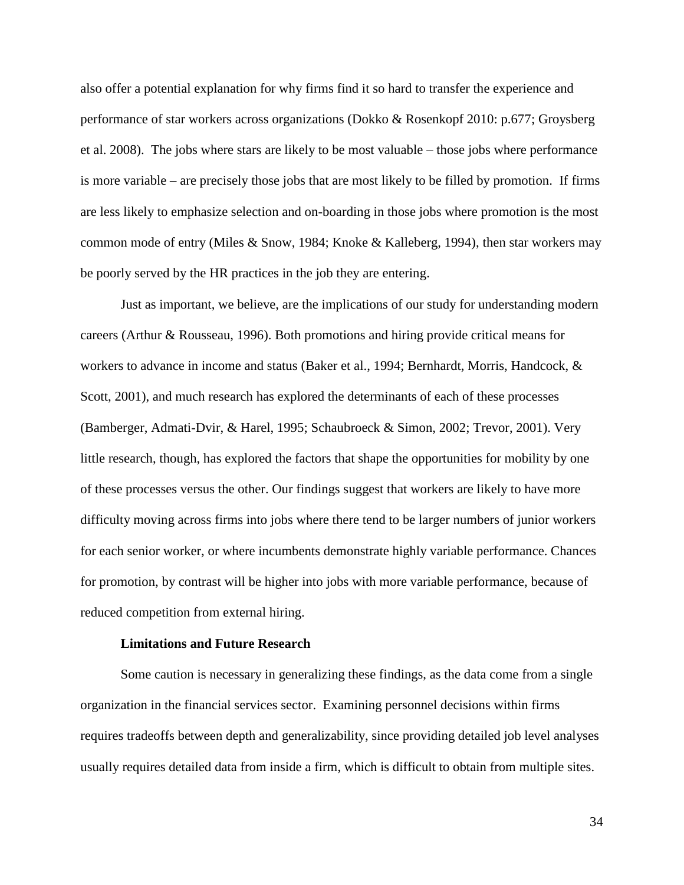also offer a potential explanation for why firms find it so hard to transfer the experience and performance of star workers across organizations (Dokko & Rosenkopf 2010: p.677; Groysberg et al. 2008). The jobs where stars are likely to be most valuable – those jobs where performance is more variable – are precisely those jobs that are most likely to be filled by promotion. If firms are less likely to emphasize selection and on-boarding in those jobs where promotion is the most common mode of entry (Miles & Snow, 1984; Knoke & Kalleberg, 1994), then star workers may be poorly served by the HR practices in the job they are entering.

Just as important, we believe, are the implications of our study for understanding modern careers (Arthur & Rousseau, 1996). Both promotions and hiring provide critical means for workers to advance in income and status (Baker et al., 1994; Bernhardt, Morris, Handcock, & Scott, 2001), and much research has explored the determinants of each of these processes (Bamberger, Admati-Dvir, & Harel, 1995; Schaubroeck & Simon, 2002; Trevor, 2001). Very little research, though, has explored the factors that shape the opportunities for mobility by one of these processes versus the other. Our findings suggest that workers are likely to have more difficulty moving across firms into jobs where there tend to be larger numbers of junior workers for each senior worker, or where incumbents demonstrate highly variable performance. Chances for promotion, by contrast will be higher into jobs with more variable performance, because of reduced competition from external hiring.

### Limitations and Future Research

Some caution is necessary in generalizing these findings, as the data come from a single organization in the financial services sector. Examining personnel decisions within firms requires tradeoffs between depth and generalizability, since providing detailed job level analyses usually requires detailed data from inside a firm, which is difficult to obtain from multiple sites.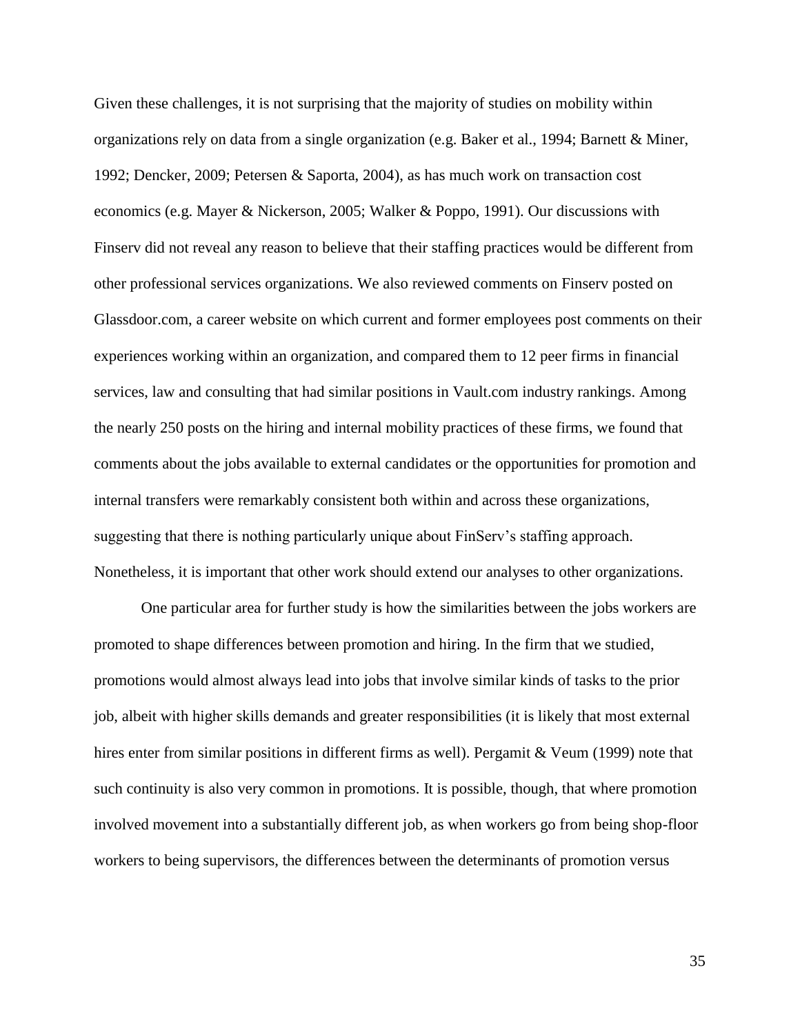Given these challenges, it is not surprising that the majority of studies on mobility within organizations rely on data from a single organization (e.g. Baker et al., 1994; Barnett & Miner, 1992; Dencker, 2009; Petersen & Saporta, 2004), as has much work on transaction cost economics (e.g. Mayer & Nickerson, 2005; Walker & Poppo, 1991). Our discussions with Finserv did not reveal any reason to believe that their staffing practices would be different from other professional services organizations. We also reviewed comments on Finserv posted on Glassdoor.com, a career website on which current and former employees post comments on their experiences working within an organization, and compared them to 12 peer firms in financial services, law and consulting that had similar positions in Vault.com industry rankings. Among the nearly 250 posts on the hiring and internal mobility practices of these firms, we found that comments about the jobs available to external candidates or the opportunities for promotion and internal transfers were remarkably consistent both within and across these organizations, suggesting that there is nothing particularly unique about FinServ's staffing approach. Nonetheless, it is important that other work should extend our analyses to other organizations.

One particular area for further study is how the similarities between the jobs workers are promoted to shape differences between promotion and hiring. In the firm that we studied, promotions would almost always lead into jobs that involve similar kinds of tasks to the prior job, albeit with higher skills demands and greater responsibilities (it is likely that most external hires enter from similar positions in different firms as well). Pergamit & Veum (1999) note that such continuity is also very common in promotions. It is possible, though, that where promotion involved movement into a substantially different job, as when workers go from being shop-floor workers to being supervisors, the differences between the determinants of promotion versus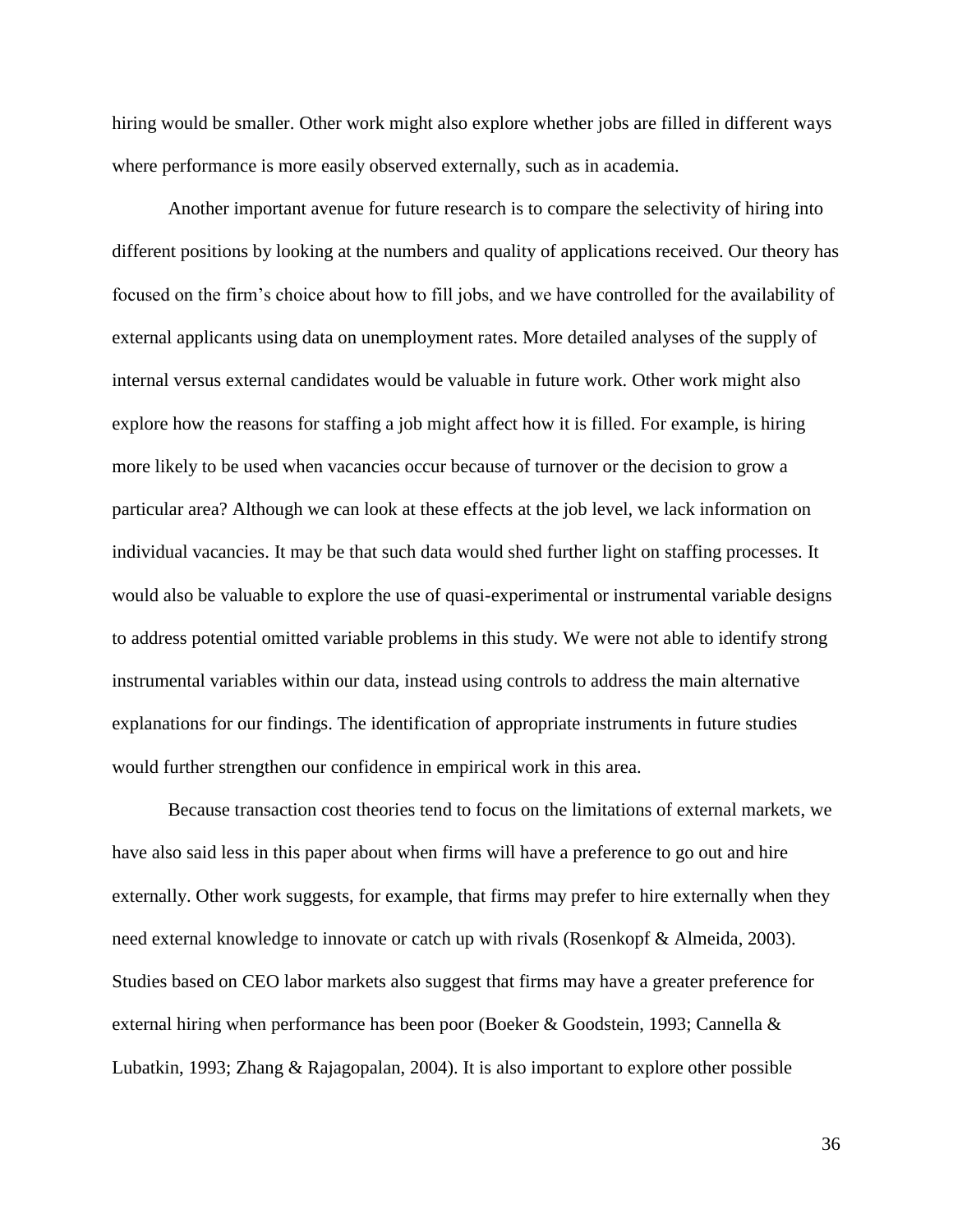hiring would be smaller. Other work might also explore whether jobs are filled in different ways where performance is more easily observed externally, such as in academia.

Another important avenue for future research is to compare the selectivity of hiring into different positions by looking at the numbers and quality of applications received. Our theory has focused on the firm's choice about how to fill jobs, and we have controlled for the availability of external applicants using data on unemployment rates. More detailed analyses of the supply of internal versus external candidates would be valuable in future work. Other work might also explore how the reasons for staffing a job might affect how it is filled. For example, is hiring more likely to be used when vacancies occur because of turnover or the decision to grow a particular area? Although we can look at these effects at the job level, we lack information on individual vacancies. It may be that such data would shed further light on staffing processes. It would also be valuable to explore the use of quasi-experimental or instrumental variable designs to address potential omitted variable problems in this study. We were not able to identify strong instrumental variables within our data, instead using controls to address the main alternative explanations for our findings. The identification of appropriate instruments in future studies would further strengthen our confidence in empirical work in this area.

Because transaction cost theories tend to focus on the limitations of external markets, we have also said less in this paper about when firms will have a preference to go out and hire externally. Other work suggests, for example, that firms may prefer to hire externally when they need external knowledge to innovate or catch up with rivals (Rosenkopf & Almeida, 2003). Studies based on CEO labor markets also suggest that firms may have a greater preference for external hiring when performance has been poor (Boeker & Goodstein, 1993; Cannella & Lubatkin, 1993; Zhang & Rajagopalan, 2004). It is also important to explore other possible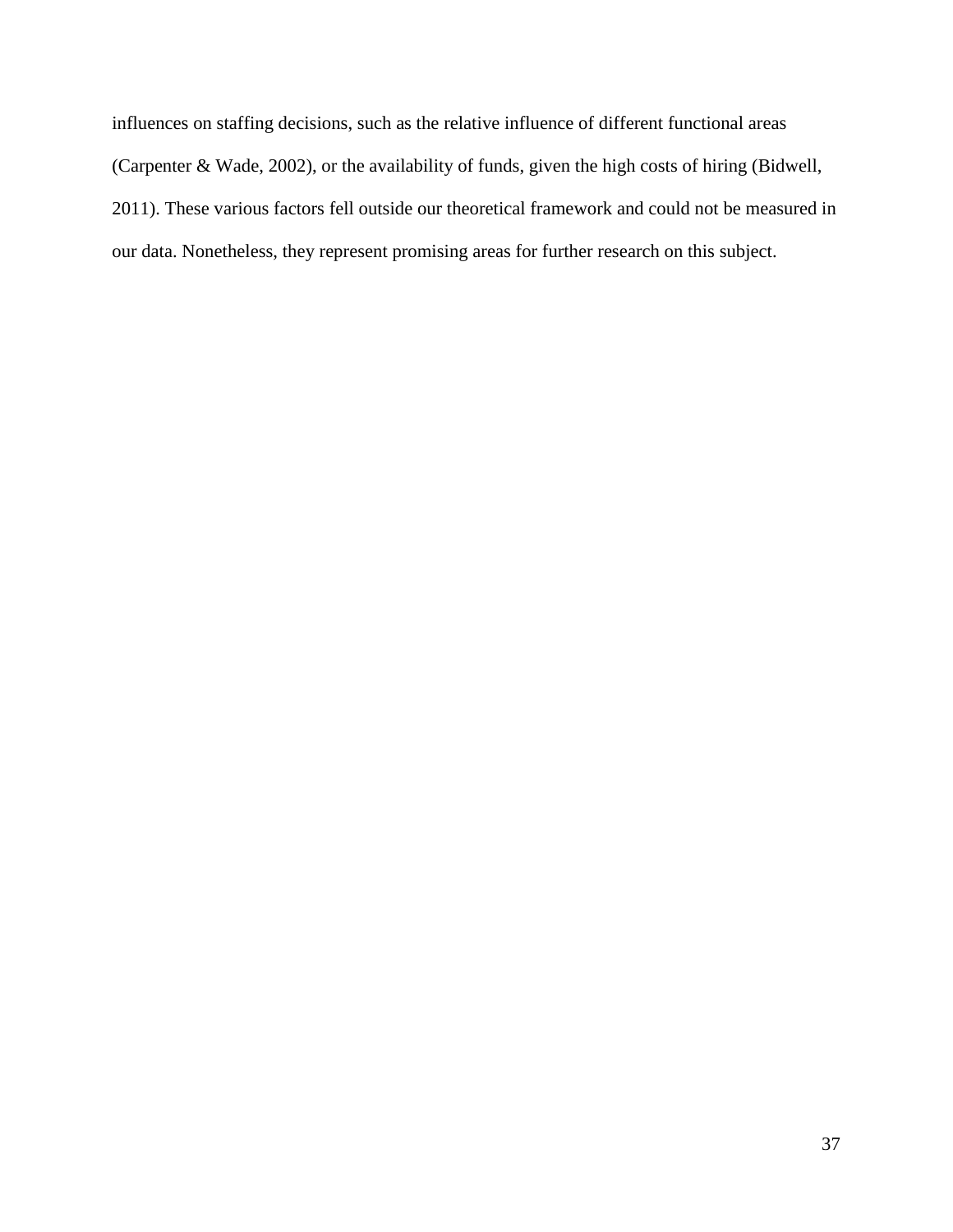influences on staffing decisions, such as the relative influence of different functional areas (Carpenter & Wade, 2002), or the availability of funds, given the high costs of hiring (Bidwell, 2011). These various factors fell outside our theoretical framework and could not be measured in our data. Nonetheless, they represent promising areas for further research on this subject.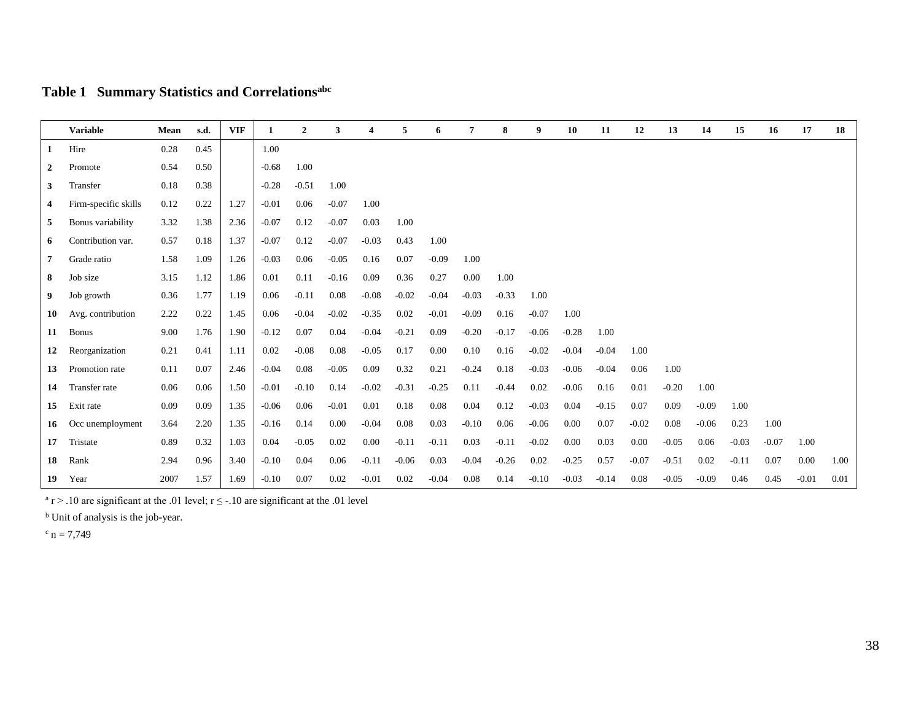**Table 1 Summary Statistics and Correlations[abc]**

| | Variable | Mean | s.d. | VIF | 1 | 2 | 3 | 4 | 5 | 6 | 7 | 8 | 9 | 10 | 11 | 12 | 13 | 14 | 15 | 16 | 17 | 18 |
|---|---|---|---|---|---|---|---|---|---|---|---|---|---|---|---|---|---|---|---|---|---|---|
| 1 | Hire | 0.28 | 0.45 | | 1.00 | | | | | | | | | | | | | | | | | |
| 2 | Promote | 0.54 | 0.50 | | -0.68 | 1.00 | | | | | | | | | | | | | | | | |
| 3 | Transfer | 0.18 | 0.38 | | -0.28 | -0.51 | 1.00 | | | | | | | | | | | | | | | |
| 4 | Firm-specific skills | 0.12 | 0.22 | 1.27 | -0.01 | 0.06 | -0.07 | 1.00 | | | | | | | | | | | | | | |
| 5 | Bonus variability | 3.32 | 1.38 | 2.36 | -0.07 | 0.12 | -0.07 | 0.03 | 1.00 | | | | | | | | | | | | | |
| 6 | Contribution var. | 0.57 | 0.18 | 1.37 | -0.07 | 0.12 | -0.07 | -0.03 | 0.43 | 1.00 | | | | | | | | | | | | |
| 7 | Grade ratio | 1.58 | 1.09 | 1.26 | -0.03 | 0.06 | -0.05 | 0.16 | 0.07 | -0.09 | 1.00 | | | | | | | | | | | |
| 8 | Job size | 3.15 | 1.12 | 1.86 | 0.01 | 0.11 | -0.16 | 0.09 | 0.36 | 0.27 | 0.00 | 1.00 | | | | | | | | | | |
| 9 | Job growth | 0.36 | 1.77 | 1.19 | 0.06 | -0.11 | 0.08 | -0.08 | -0.02 | -0.04 | -0.03 | -0.33 | 1.00 | | | | | | | | | |
| 10 | Avg. contribution | 2.22 | 0.22 | 1.45 | 0.06 | -0.04 | -0.02 | -0.35 | 0.02 | -0.01 | -0.09 | 0.16 | -0.07 | 1.00 | | | | | | | | |
| 11 | Bonus | 9.00 | 1.76 | 1.90 | -0.12 | 0.07 | 0.04 | -0.04 | -0.21 | 0.09 | -0.20 | -0.17 | -0.06 | -0.28 | 1.00 | | | | | | | |
| 12 | Reorganization | 0.21 | 0.41 | 1.11 | 0.02 | -0.08 | 0.08 | -0.05 | 0.17 | 0.00 | 0.10 | 0.16 | -0.02 | -0.04 | -0.04 | 1.00 | | | | | | |
| 13 | Promotion rate | 0.11 | 0.07 | 2.46 | -0.04 | 0.08 | -0.05 | 0.09 | 0.32 | 0.21 | -0.24 | 0.18 | -0.03 | -0.06 | -0.04 | 0.06 | 1.00 | | | | | |
| 14 | Transfer rate | 0.06 | 0.06 | 1.50 | -0.01 | -0.10 | 0.14 | -0.02 | -0.31 | -0.25 | 0.11 | -0.44 | 0.02 | -0.06 | 0.16 | 0.01 | -0.20 | 1.00 | | | | |
| 15 | Exit rate | 0.09 | 0.09 | 1.35 | -0.06 | 0.06 | -0.01 | 0.01 | 0.18 | 0.08 | 0.04 | 0.12 | -0.03 | 0.04 | -0.15 | 0.07 | 0.09 | -0.09 | 1.00 | | | |
| 16 | Occ unemployment | 3.64 | 2.20 | 1.35 | -0.16 | 0.14 | 0.00 | -0.04 | 0.08 | 0.03 | -0.10 | 0.06 | -0.06 | 0.00 | 0.07 | -0.02 | 0.08 | -0.06 | 0.23 | 1.00 | | |
| 17 | Tristate | 0.89 | 0.32 | 1.03 | 0.04 | -0.05 | 0.02 | 0.00 | -0.11 | -0.11 | 0.03 | -0.11 | -0.02 | 0.00 | 0.03 | 0.00 | -0.05 | 0.06 | -0.03 | -0.07 | 1.00 | |
| 18 | Rank | 2.94 | 0.96 | 3.40 | -0.10 | 0.04 | 0.06 | -0.11 | -0.06 | 0.03 | -0.04 | -0.26 | 0.02 | -0.25 | 0.57 | -0.07 | -0.51 | 0.02 | -0.11 | 0.07 | 0.00 | 1.00 |
| 19 | Year | 2007 | 1.57 | 1.69 | -0.10 | 0.07 | 0.02 | -0.01 | 0.02 | -0.04 | 0.08 | 0.14 | -0.10 | -0.03 | -0.14 | 0.08 | -0.05 | -0.09 | 0.46 | 0.45 | -0.01 | 0.01 |

[a] r > .10 are significant at the .01 level; r ≤ -.10 are significant at the .01 level

[b] Unit of analysis is the job-year.

[c] n = 7,749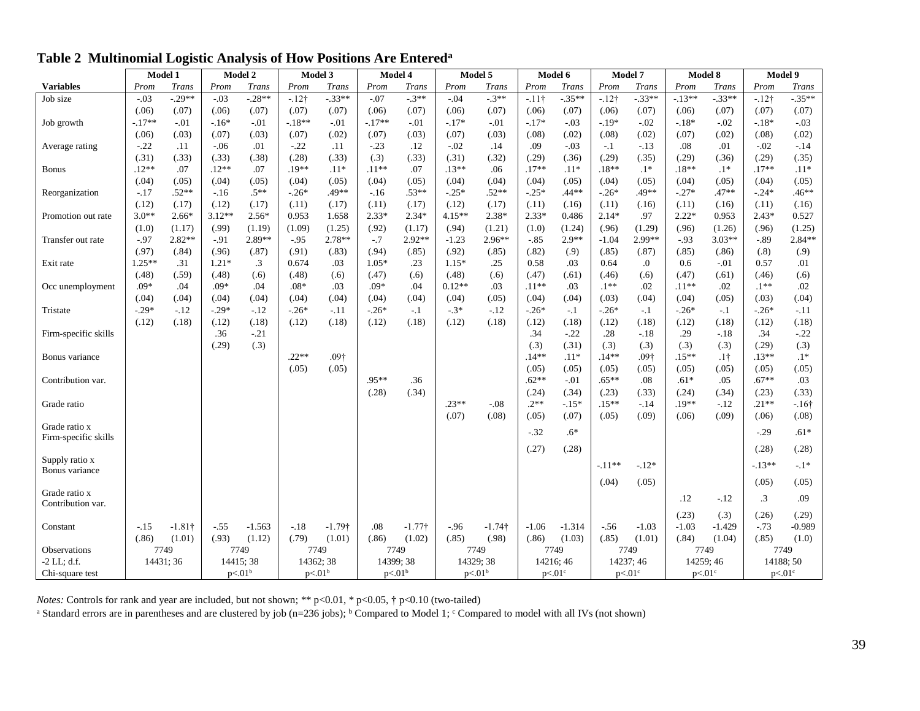## Table 2 Multinomial Logistic Analysis of How Positions Are Entered[a]

| | Model 1 | | Model 2 | | Model 3 | | Model 4 | | Model 5 | | Model 6 | | Model 7 | | Model 8 | | Model 9 | |
|---|---|---|---|---|---|---|---|---|---|---|---|---|---|---|---|---|---|---|
| **Variables** | *Prom* | *Trans* | *Prom* | *Trans* | *Prom* | *Trans* | *Prom* | *Trans* | *Prom* | *Trans* | *Prom* | *Trans* | *Prom* | *Trans* | *Prom* | *Trans* | *Prom* | *Trans* |
| Job size | -.03 | -.29** | -.03 | -.28** | -.12† | -.33** | -.07 | -.3** | -.04 | -.3** | -.11† | -.35** | -.12† | -.33** | -.13** | -.33** | -.12† | -.35** |
| | (.06) | (.07) | (.06) | (.07) | (.07) | (.07) | (.06) | (.07) | (.06) | (.07) | (.06) | (.07) | (.06) | (.07) | (.06) | (.07) | (.07) | (.07) |
| Job growth | -.17** | -.01 | -.16* | -.01 | -.18** | -.01 | -.17** | -.01 | -.17* | -.01 | -.17* | -.03 | -.19* | -.02 | -.18* | -.02 | -.18* | -.03 |
| | (.06) | (.03) | (.07) | (.03) | (.07) | (.02) | (.07) | (.03) | (.07) | (.03) | (.08) | (.02) | (.08) | (.02) | (.07) | (.02) | (.08) | (.02) |
| Average rating | -.22 | .11 | -.06 | .01 | -.22 | .11 | -.23 | .12 | -.02 | .14 | .09 | -.03 | -.1 | -.13 | .08 | .01 | -.02 | -.14 |
| | (.31) | (.33) | (.33) | (.38) | (.28) | (.33) | (.3) | (.33) | (.31) | (.32) | (.29) | (.36) | (.29) | (.35) | (.29) | (.36) | (.29) | (.35) |
| Bonus | .12** | .07 | .12** | .07 | .19** | .11* | .11** | .07 | .13** | .06 | .17** | .11* | .18** | .1* | .18** | .1* | .17** | .11* |
| | (.04) | (.05) | (.04) | (.05) | (.04) | (.05) | (.04) | (.05) | (.04) | (.04) | (.04) | (.05) | (.04) | (.05) | (.04) | (.05) | (.04) | (.05) |
| Reorganization | -.17 | .52** | -.16 | .5** | -.26* | .49** | -.16 | .53** | -.25* | .52** | -.25* | .44** | -.26* | .49** | -.27* | .47** | -.24* | .46** |
| | (.12) | (.17) | (.12) | (.17) | (.11) | (.17) | (.11) | (.17) | (.12) | (.17) | (.11) | (.16) | (.11) | (.16) | (.11) | (.16) | (.11) | (.16) |
| Promotion out rate | 3.0** | 2.66* | 3.12** | 2.56* | 0.953 | 1.658 | 2.33* | 2.34* | 4.15** | 2.38* | 2.33* | 0.486 | 2.14* | .97 | 2.22* | 0.953 | 2.43* | 0.527 |
| | (1.0) | (1.17) | (.99) | (1.19) | (1.09) | (1.25) | (.92) | (1.17) | (.94) | (1.21) | (1.0) | (1.24) | (.96) | (1.29) | (.96) | (1.26) | (.96) | (1.25) |
| Transfer out rate | -.97 | 2.82** | -.91 | 2.89** | -.95 | 2.78** | -.7 | 2.92** | -1.23 | 2.96** | -.85 | 2.9** | -1.04 | 2.99** | -.93 | 3.03** | -.89 | 2.84** |
| | (.97) | (.84) | (.96) | (.87) | (.91) | (.83) | (.94) | (.85) | (.92) | (.85) | (.82) | (.9) | (.85) | (.87) | (.85) | (.86) | (.8) | (.9) |
| Exit rate | 1.25** | .31 | 1.21* | .3 | 0.674 | .03 | 1.05* | .23 | 1.15* | .25 | 0.58 | .03 | 0.64 | .0 | 0.6 | -.01 | 0.57 | .01 |
| | (.48) | (.59) | (.48) | (.6) | (.48) | (.6) | (.47) | (.6) | (.48) | (.6) | (.47) | (.61) | (.46) | (.6) | (.47) | (.61) | (.46) | (.6) |
| Occ unemployment | .09* | .04 | .09* | .04 | .08* | .03 | .09* | .04 | 0.12** | .03 | .11** | .03 | .1** | .02 | .11** | .02 | .1** | .02 |
| | (.04) | (.04) | (.04) | (.04) | (.04) | (.04) | (.04) | (.04) | (.04) | (.05) | (.04) | (.04) | (.03) | (.04) | (.04) | (.05) | (.03) | (.04) |
| Tristate | -.29* | -.12 | -.29* | -.12 | -.26* | -.11 | -.26* | -.1 | -.3* | -.12 | -.26* | -.1 | -.26* | -.1 | -.26* | -.1 | -.26* | -.11 |
| | (.12) | (.18) | (.12) | (.18) | (.12) | (.18) | (.12) | (.18) | (.12) | (.18) | (.12) | (.18) | (.12) | (.18) | (.12) | (.18) | (.12) | (.18) |
| Firm-specific skills | | | .36 | -.21 | | | | | | | .34 | -.22 | .28 | -.18 | .29 | -.18 | .34 | -.22 |
| | | | (.29) | (.3) | | | | | | | (.3) | (.31) | (.3) | (.3) | (.3) | (.3) | (.29) | (.3) |
| Bonus variance | | | | | .22** | .09† | | | | | .14** | .11* | .14** | .09† | .15** | .1† | .13** | .1* |
| | | | | | (.05) | (.05) | | | | | (.05) | (.05) | (.05) | (.05) | (.05) | (.05) | (.05) | (.05) |
| Contribution var. | | | | | | | .95** | .36 | | | .62** | -.01 | .65** | .08 | .61* | .05 | .67** | .03 |
| | | | | | | | (.28) | (.34) | | | (.24) | (.34) | (.23) | (.33) | (.24) | (.34) | (.23) | (.33) |
| Grade ratio | | | | | | | | | .23** | -.08 | .2** | -.15* | .15** | -.14 | .19** | -.12 | .21** | -.16† |
| | | | | | | | | | (.07) | (.08) | (.05) | (.07) | (.05) | (.09) | (.06) | (.09) | (.06) | (.08) |
| Grade ratio x Firm-specific skills | | | | | | | | | | | -.32 | .6* | | | | | -.29 | .61* |
| | | | | | | | | | | | (.27) | (.28) | | | | | (.28) | (.28) |
| Supply ratio x Bonus variance | | | | | | | | | | | | | -.11** | -.12* | | | -.13** | -.1* |
| | | | | | | | | | | | | | (.04) | (.05) | | | (.05) | (.05) |
| Grade ratio x Contribution var. | | | | | | | | | | | | | | | .12 | -.12 | .3 | .09 |
| | | | | | | | | | | | | | | | (.23) | (.3) | (.26) | (.29) |
| Constant | -.15 | -1.81† | -.55 | -1.563 | -.18 | -1.79† | .08 | -1.77† | -.96 | -1.74† | -1.06 | -1.314 | -.56 | -1.03 | -1.03 | -1.429 | -.73 | -0.989 |
| | (.86) | (1.01) | (.93) | (1.12) | (.79) | (1.01) | (.86) | (1.02) | (.85) | (.98) | (.86) | (1.03) | (.85) | (1.01) | (.84) | (1.04) | (.85) | (1.0) |
| Observations | 7749 | | 7749 | | 7749 | | 7749 | | 7749 | | 7749 | | 7749 | | 7749 | | 7749 | |
| -2 LL; d.f. | 14431; 36 | | 14415; 38 | | 14362; 38 | | 14399; 38 | | 14329; 38 | | 14216; 46 | | 14237; 46 | | 14259; 46 | | 14188; 50 | |
| Chi-square test | | | p<.01[b] | | p<.01[b] | | p<.01[b] | | p<.01[b] | | p<.01[c] | | p<.01[c] | | p<.01[c] | | p<.01[c] | |

*Notes:* Controls for rank and year are included, but not shown; ** p<0.01, * p<0.05, † p<0.10 (two-tailed)

[a] Standard errors are in parentheses and are clustered by job (n=236 jobs); [b] Compared to Model 1; [c] Compared to model with all IVs (not shown)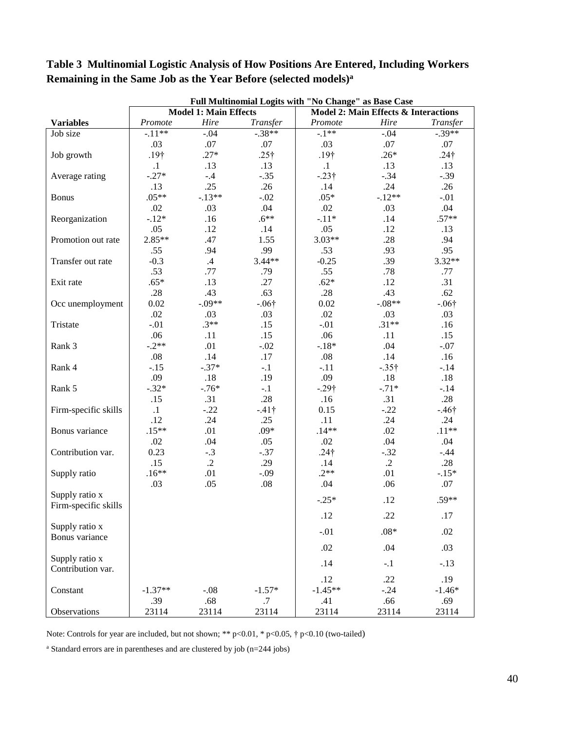## Table 3 Multinomial Logistic Analysis of How Positions Are Entered, Including Workers Remaining in the Same Job as the Year Before (selected models)[a]

| | Full Multinomial Logits with "No Change" as Base Case | | | | | |
|---|---|---|---|---|---|---|
| | Model 1: Main Effects | | | Model 2: Main Effects & Interactions | | |
| **Variables** | *Promote* | *Hire* | *Transfer* | *Promote* | *Hire* | *Transfer* |
| Job size | -.11** | -.04 | -.38** | -.1** | -.04 | -.39** |
| | .03 | .07 | .07 | .03 | .07 | .07 |
| Job growth | .19† | .27* | .25† | .19† | .26* | .24† |
| | .1 | .13 | .13 | .1 | .13 | .13 |
| Average rating | -.27* | -.4 | -.35 | -.23† | -.34 | -.39 |
| | .13 | .25 | .26 | .14 | .24 | .26 |
| Bonus | .05** | -.13** | -.02 | .05* | -.12** | -.01 |
| | .02 | .03 | .04 | .02 | .03 | .04 |
| Reorganization | -.12* | .16 | .6** | -.11* | .14 | .57** |
| | .05 | .12 | .14 | .05 | .12 | .13 |
| Promotion out rate | 2.85** | .47 | 1.55 | 3.03** | .28 | .94 |
| | .55 | .94 | .99 | .53 | .93 | .95 |
| Transfer out rate | -0.3 | .4 | 3.44** | -0.25 | .39 | 3.32** |
| | .53 | .77 | .79 | .55 | .78 | .77 |
| Exit rate | .65* | .13 | .27 | .62* | .12 | .31 |
| | .28 | .43 | .63 | .28 | .43 | .62 |
| Occ unemployment | 0.02 | -.09** | -.06† | 0.02 | -.08** | -.06† |
| | .02 | .03 | .03 | .02 | .03 | .03 |
| Tristate | -.01 | .3** | .15 | -.01 | .31** | .16 |
| | .06 | .11 | .15 | .06 | .11 | .15 |
| Rank 3 | -.2** | .01 | -.02 | -.18* | .04 | -.07 |
| | .08 | .14 | .17 | .08 | .14 | .16 |
| Rank 4 | -.15 | -.37* | -.1 | -.11 | -.35† | -.14 |
| | .09 | .18 | .19 | .09 | .18 | .18 |
| Rank 5 | -.32* | -.76* | -.1 | -.29† | -.71* | -.14 |
| | .15 | .31 | .28 | .16 | .31 | .28 |
| Firm-specific skills | .1 | -.22 | -.41† | 0.15 | -.22 | -.46† |
| | .12 | .24 | .25 | .11 | .24 | .24 |
| Bonus variance | .15** | .01 | .09* | .14** | .02 | .11** |
| | .02 | .04 | .05 | .02 | .04 | .04 |
| Contribution var. | 0.23 | -.3 | -.37 | .24† | -.32 | -.44 |
| | .15 | .2 | .29 | .14 | .2 | .28 |
| Supply ratio | .16** | .01 | -.09 | .2** | .01 | -.15* |
| | .03 | .05 | .08 | .04 | .06 | .07 |
| Supply ratio x Firm-specific skills | | | | -.25* | .12 | .59** |
| | | | | .12 | .22 | .17 |
| Supply ratio x Bonus variance | | | | -.01 | .08* | .02 |
| | | | | .02 | .04 | .03 |
| Supply ratio x Contribution var. | | | | .14 | -.1 | -.13 |
| | | | | .12 | .22 | .19 |
| Constant | -1.37** | -.08 | -1.57* | -1.45** | -.24 | -1.46* |
| | .39 | .68 | .7 | .41 | .66 | .69 |
| Observations | 23114 | 23114 | 23114 | 23114 | 23114 | 23114 |

Note: Controls for year are included, but not shown; ** p<0.01, * p<0.05, † p<0.10 (two-tailed)

[a] Standard errors are in parentheses and are clustered by job (n=244 jobs)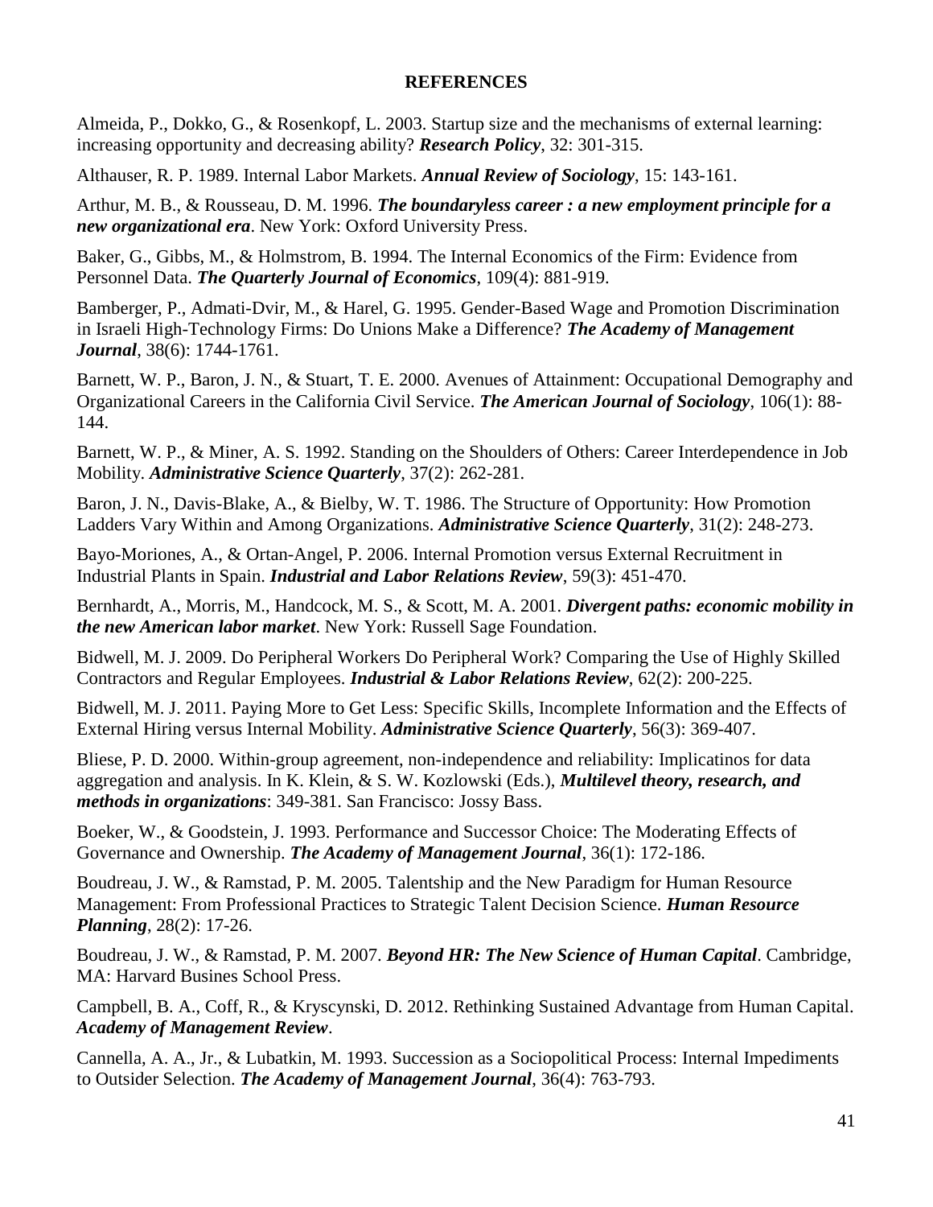# REFERENCES

Almeida, P., Dokko, G., & Rosenkopf, L. 2003. Startup size and the mechanisms of external learning: increasing opportunity and decreasing ability? ***Research Policy***, 32: 301-315.

Althauser, R. P. 1989. Internal Labor Markets. ***Annual Review of Sociology***, 15: 143-161.

Arthur, M. B., & Rousseau, D. M. 1996. ***The boundaryless career : a new employment principle for a new organizational era***. New York: Oxford University Press.

Baker, G., Gibbs, M., & Holmstrom, B. 1994. The Internal Economics of the Firm: Evidence from Personnel Data. ***The Quarterly Journal of Economics***, 109(4): 881-919.

Bamberger, P., Admati-Dvir, M., & Harel, G. 1995. Gender-Based Wage and Promotion Discrimination in Israeli High-Technology Firms: Do Unions Make a Difference? ***The Academy of Management Journal***, 38(6): 1744-1761.

Barnett, W. P., Baron, J. N., & Stuart, T. E. 2000. Avenues of Attainment: Occupational Demography and Organizational Careers in the California Civil Service. ***The American Journal of Sociology***, 106(1): 88-144.

Barnett, W. P., & Miner, A. S. 1992. Standing on the Shoulders of Others: Career Interdependence in Job Mobility. ***Administrative Science Quarterly***, 37(2): 262-281.

Baron, J. N., Davis-Blake, A., & Bielby, W. T. 1986. The Structure of Opportunity: How Promotion Ladders Vary Within and Among Organizations. ***Administrative Science Quarterly***, 31(2): 248-273.

Bayo-Moriones, A., & Ortan-Angel, P. 2006. Internal Promotion versus External Recruitment in Industrial Plants in Spain. ***Industrial and Labor Relations Review***, 59(3): 451-470.

Bernhardt, A., Morris, M., Handcock, M. S., & Scott, M. A. 2001. ***Divergent paths: economic mobility in the new American labor market***. New York: Russell Sage Foundation.

Bidwell, M. J. 2009. Do Peripheral Workers Do Peripheral Work? Comparing the Use of Highly Skilled Contractors and Regular Employees. ***Industrial & Labor Relations Review***, 62(2): 200-225.

Bidwell, M. J. 2011. Paying More to Get Less: Specific Skills, Incomplete Information and the Effects of External Hiring versus Internal Mobility. ***Administrative Science Quarterly***, 56(3): 369-407.

Bliese, P. D. 2000. Within-group agreement, non-independence and reliability: Implicatinos for data aggregation and analysis. In K. Klein, & S. W. Kozlowski (Eds.), ***Multilevel theory, research, and methods in organizations***: 349-381. San Francisco: Jossy Bass.

Boeker, W., & Goodstein, J. 1993. Performance and Successor Choice: The Moderating Effects of Governance and Ownership. ***The Academy of Management Journal***, 36(1): 172-186.

Boudreau, J. W., & Ramstad, P. M. 2005. Talentship and the New Paradigm for Human Resource Management: From Professional Practices to Strategic Talent Decision Science. ***Human Resource Planning***, 28(2): 17-26.

Boudreau, J. W., & Ramstad, P. M. 2007. ***Beyond HR: The New Science of Human Capital***. Cambridge, MA: Harvard Busines School Press.

Campbell, B. A., Coff, R., & Kryscynski, D. 2012. Rethinking Sustained Advantage from Human Capital. ***Academy of Management Review***.

Cannella, A. A., Jr., & Lubatkin, M. 1993. Succession as a Sociopolitical Process: Internal Impediments to Outsider Selection. ***The Academy of Management Journal***, 36(4): 763-793.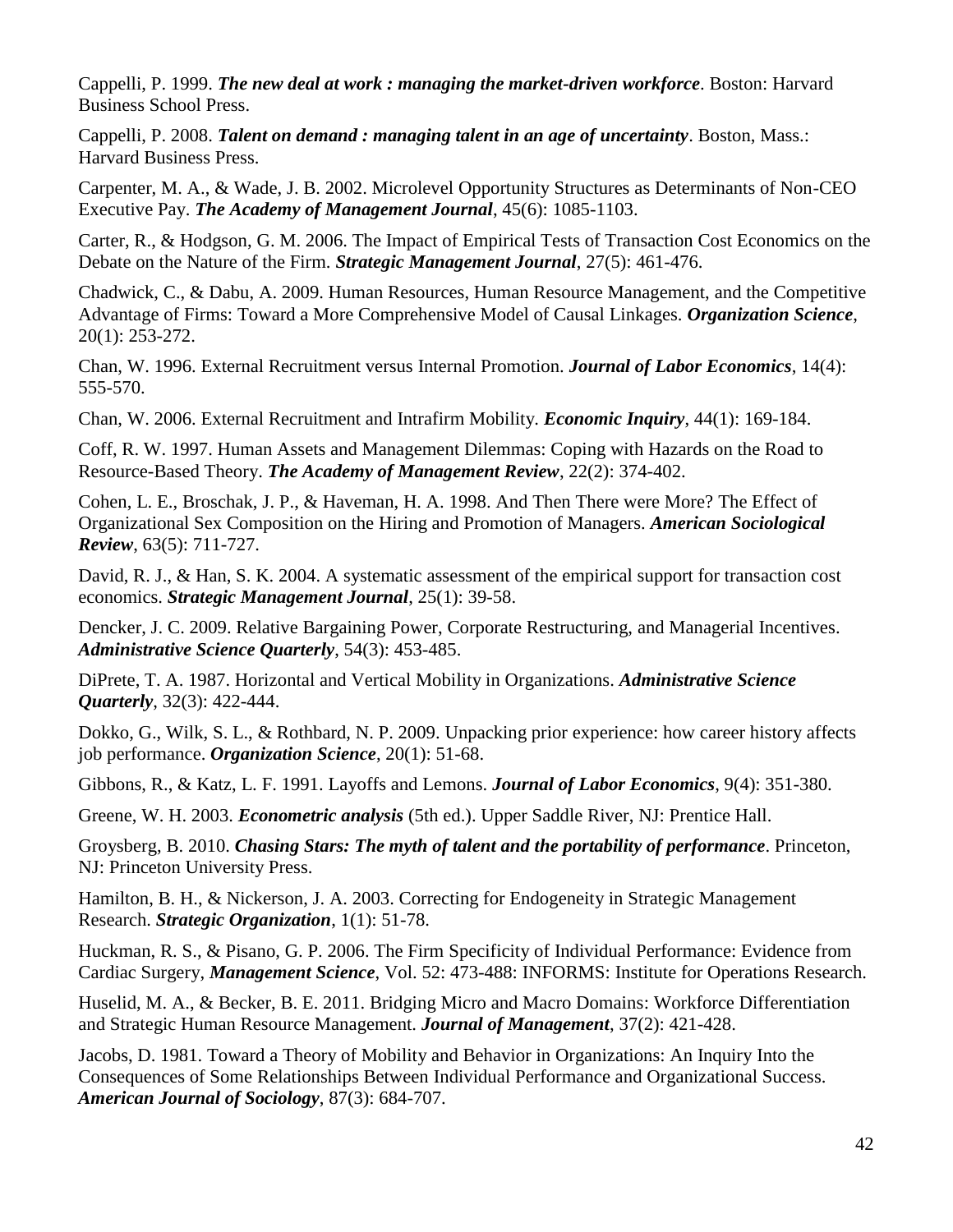Cappelli, P. 1999. ***The new deal at work : managing the market-driven workforce***. Boston: Harvard Business School Press.

Cappelli, P. 2008. ***Talent on demand : managing talent in an age of uncertainty***. Boston, Mass.: Harvard Business Press.

Carpenter, M. A., & Wade, J. B. 2002. Microlevel Opportunity Structures as Determinants of Non-CEO Executive Pay. ***The Academy of Management Journal***, 45(6): 1085-1103.

Carter, R., & Hodgson, G. M. 2006. The Impact of Empirical Tests of Transaction Cost Economics on the Debate on the Nature of the Firm. ***Strategic Management Journal***, 27(5): 461-476.

Chadwick, C., & Dabu, A. 2009. Human Resources, Human Resource Management, and the Competitive Advantage of Firms: Toward a More Comprehensive Model of Causal Linkages. ***Organization Science***, 20(1): 253-272.

Chan, W. 1996. External Recruitment versus Internal Promotion. ***Journal of Labor Economics***, 14(4): 555-570.

Chan, W. 2006. External Recruitment and Intrafirm Mobility. ***Economic Inquiry***, 44(1): 169-184.

Coff, R. W. 1997. Human Assets and Management Dilemmas: Coping with Hazards on the Road to Resource-Based Theory. ***The Academy of Management Review***, 22(2): 374-402.

Cohen, L. E., Broschak, J. P., & Haveman, H. A. 1998. And Then There were More? The Effect of Organizational Sex Composition on the Hiring and Promotion of Managers. ***American Sociological Review***, 63(5): 711-727.

David, R. J., & Han, S. K. 2004. A systematic assessment of the empirical support for transaction cost economics. ***Strategic Management Journal***, 25(1): 39-58.

Dencker, J. C. 2009. Relative Bargaining Power, Corporate Restructuring, and Managerial Incentives. ***Administrative Science Quarterly***, 54(3): 453-485.

DiPrete, T. A. 1987. Horizontal and Vertical Mobility in Organizations. ***Administrative Science Quarterly***, 32(3): 422-444.

Dokko, G., Wilk, S. L., & Rothbard, N. P. 2009. Unpacking prior experience: how career history affects job performance. ***Organization Science***, 20(1): 51-68.

Gibbons, R., & Katz, L. F. 1991. Layoffs and Lemons. ***Journal of Labor Economics***, 9(4): 351-380.

Greene, W. H. 2003. ***Econometric analysis*** (5th ed.). Upper Saddle River, NJ: Prentice Hall.

Groysberg, B. 2010. ***Chasing Stars: The myth of talent and the portability of performance***. Princeton, NJ: Princeton University Press.

Hamilton, B. H., & Nickerson, J. A. 2003. Correcting for Endogeneity in Strategic Management Research. ***Strategic Organization***, 1(1): 51-78.

Huckman, R. S., & Pisano, G. P. 2006. The Firm Specificity of Individual Performance: Evidence from Cardiac Surgery, ***Management Science***, Vol. 52: 473-488: INFORMS: Institute for Operations Research.

Huselid, M. A., & Becker, B. E. 2011. Bridging Micro and Macro Domains: Workforce Differentiation and Strategic Human Resource Management. ***Journal of Management***, 37(2): 421-428.

Jacobs, D. 1981. Toward a Theory of Mobility and Behavior in Organizations: An Inquiry Into the Consequences of Some Relationships Between Individual Performance and Organizational Success. ***American Journal of Sociology***, 87(3): 684-707.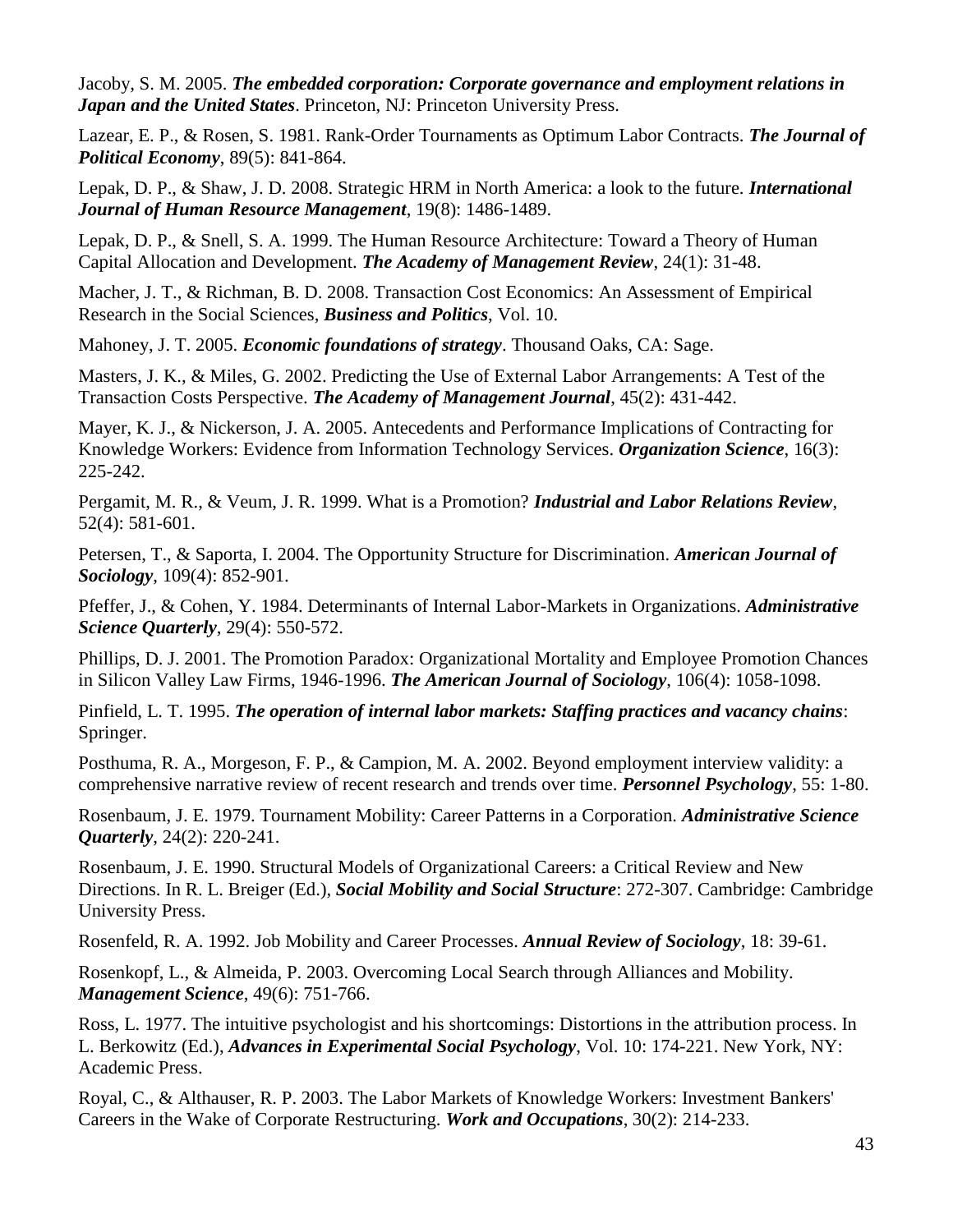Jacoby, S. M. 2005. ***The embedded corporation: Corporate governance and employment relations in Japan and the United States***. Princeton, NJ: Princeton University Press.

Lazear, E. P., & Rosen, S. 1981. Rank-Order Tournaments as Optimum Labor Contracts. ***The Journal of Political Economy***, 89(5): 841-864.

Lepak, D. P., & Shaw, J. D. 2008. Strategic HRM in North America: a look to the future. ***International Journal of Human Resource Management***, 19(8): 1486-1489.

Lepak, D. P., & Snell, S. A. 1999. The Human Resource Architecture: Toward a Theory of Human Capital Allocation and Development. ***The Academy of Management Review***, 24(1): 31-48.

Macher, J. T., & Richman, B. D. 2008. Transaction Cost Economics: An Assessment of Empirical Research in the Social Sciences, ***Business and Politics***, Vol. 10.

Mahoney, J. T. 2005. ***Economic foundations of strategy***. Thousand Oaks, CA: Sage.

Masters, J. K., & Miles, G. 2002. Predicting the Use of External Labor Arrangements: A Test of the Transaction Costs Perspective. ***The Academy of Management Journal***, 45(2): 431-442.

Mayer, K. J., & Nickerson, J. A. 2005. Antecedents and Performance Implications of Contracting for Knowledge Workers: Evidence from Information Technology Services. ***Organization Science***, 16(3): 225-242.

Pergamit, M. R., & Veum, J. R. 1999. What is a Promotion? ***Industrial and Labor Relations Review***, 52(4): 581-601.

Petersen, T., & Saporta, I. 2004. The Opportunity Structure for Discrimination. ***American Journal of Sociology***, 109(4): 852-901.

Pfeffer, J., & Cohen, Y. 1984. Determinants of Internal Labor-Markets in Organizations. ***Administrative Science Quarterly***, 29(4): 550-572.

Phillips, D. J. 2001. The Promotion Paradox: Organizational Mortality and Employee Promotion Chances in Silicon Valley Law Firms, 1946-1996. ***The American Journal of Sociology***, 106(4): 1058-1098.

Pinfield, L. T. 1995. ***The operation of internal labor markets: Staffing practices and vacancy chains***: Springer.

Posthuma, R. A., Morgeson, F. P., & Campion, M. A. 2002. Beyond employment interview validity: a comprehensive narrative review of recent research and trends over time. ***Personnel Psychology***, 55: 1-80.

Rosenbaum, J. E. 1979. Tournament Mobility: Career Patterns in a Corporation. ***Administrative Science Quarterly***, 24(2): 220-241.

Rosenbaum, J. E. 1990. Structural Models of Organizational Careers: a Critical Review and New Directions. In R. L. Breiger (Ed.), ***Social Mobility and Social Structure***: 272-307. Cambridge: Cambridge University Press.

Rosenfeld, R. A. 1992. Job Mobility and Career Processes. ***Annual Review of Sociology***, 18: 39-61.

Rosenkopf, L., & Almeida, P. 2003. Overcoming Local Search through Alliances and Mobility. ***Management Science***, 49(6): 751-766.

Ross, L. 1977. The intuitive psychologist and his shortcomings: Distortions in the attribution process. In L. Berkowitz (Ed.), ***Advances in Experimental Social Psychology***, Vol. 10: 174-221. New York, NY: Academic Press.

Royal, C., & Althauser, R. P. 2003. The Labor Markets of Knowledge Workers: Investment Bankers' Careers in the Wake of Corporate Restructuring. ***Work and Occupations***, 30(2): 214-233.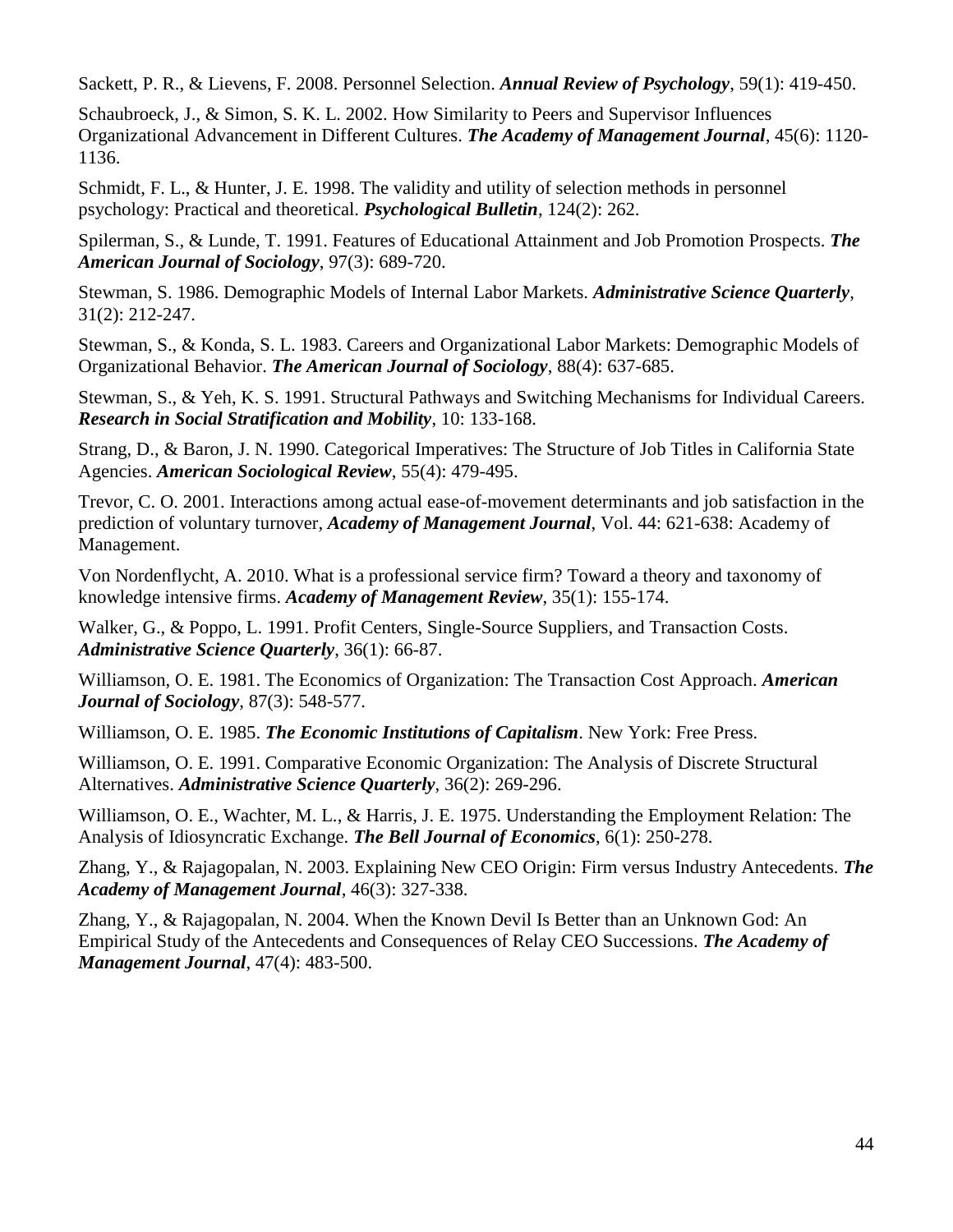Sackett, P. R., & Lievens, F. 2008. Personnel Selection. ***Annual Review of Psychology***, 59(1): 419-450.

Schaubroeck, J., & Simon, S. K. L. 2002. How Similarity to Peers and Supervisor Influences Organizational Advancement in Different Cultures. ***The Academy of Management Journal***, 45(6): 1120-1136.

Schmidt, F. L., & Hunter, J. E. 1998. The validity and utility of selection methods in personnel psychology: Practical and theoretical. ***Psychological Bulletin***, 124(2): 262.

Spilerman, S., & Lunde, T. 1991. Features of Educational Attainment and Job Promotion Prospects. ***The American Journal of Sociology***, 97(3): 689-720.

Stewman, S. 1986. Demographic Models of Internal Labor Markets. ***Administrative Science Quarterly***, 31(2): 212-247.

Stewman, S., & Konda, S. L. 1983. Careers and Organizational Labor Markets: Demographic Models of Organizational Behavior. ***The American Journal of Sociology***, 88(4): 637-685.

Stewman, S., & Yeh, K. S. 1991. Structural Pathways and Switching Mechanisms for Individual Careers. ***Research in Social Stratification and Mobility***, 10: 133-168.

Strang, D., & Baron, J. N. 1990. Categorical Imperatives: The Structure of Job Titles in California State Agencies. ***American Sociological Review***, 55(4): 479-495.

Trevor, C. O. 2001. Interactions among actual ease-of-movement determinants and job satisfaction in the prediction of voluntary turnover, ***Academy of Management Journal***, Vol. 44: 621-638: Academy of Management.

Von Nordenflycht, A. 2010. What is a professional service firm? Toward a theory and taxonomy of knowledge intensive firms. ***Academy of Management Review***, 35(1): 155-174.

Walker, G., & Poppo, L. 1991. Profit Centers, Single-Source Suppliers, and Transaction Costs. ***Administrative Science Quarterly***, 36(1): 66-87.

Williamson, O. E. 1981. The Economics of Organization: The Transaction Cost Approach. ***American Journal of Sociology***, 87(3): 548-577.

Williamson, O. E. 1985. ***The Economic Institutions of Capitalism***. New York: Free Press.

Williamson, O. E. 1991. Comparative Economic Organization: The Analysis of Discrete Structural Alternatives. ***Administrative Science Quarterly***, 36(2): 269-296.

Williamson, O. E., Wachter, M. L., & Harris, J. E. 1975. Understanding the Employment Relation: The Analysis of Idiosyncratic Exchange. ***The Bell Journal of Economics***, 6(1): 250-278.

Zhang, Y., & Rajagopalan, N. 2003. Explaining New CEO Origin: Firm versus Industry Antecedents. ***The Academy of Management Journal***, 46(3): 327-338.

Zhang, Y., & Rajagopalan, N. 2004. When the Known Devil Is Better than an Unknown God: An Empirical Study of the Antecedents and Consequences of Relay CEO Successions. ***The Academy of Management Journal***, 47(4): 483-500.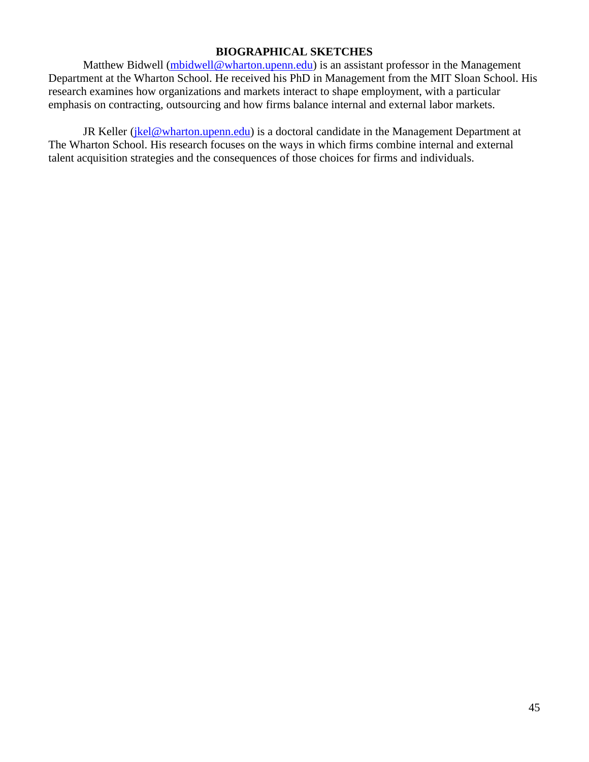## BIOGRAPHICAL SKETCHES

Matthew Bidwell (mbidwell@wharton.upenn.edu) is an assistant professor in the Management Department at the Wharton School. He received his PhD in Management from the MIT Sloan School. His research examines how organizations and markets interact to shape employment, with a particular emphasis on contracting, outsourcing and how firms balance internal and external labor markets.

JR Keller (jkel@wharton.upenn.edu) is a doctoral candidate in the Management Department at The Wharton School. His research focuses on the ways in which firms combine internal and external talent acquisition strategies and the consequences of those choices for firms and individuals.